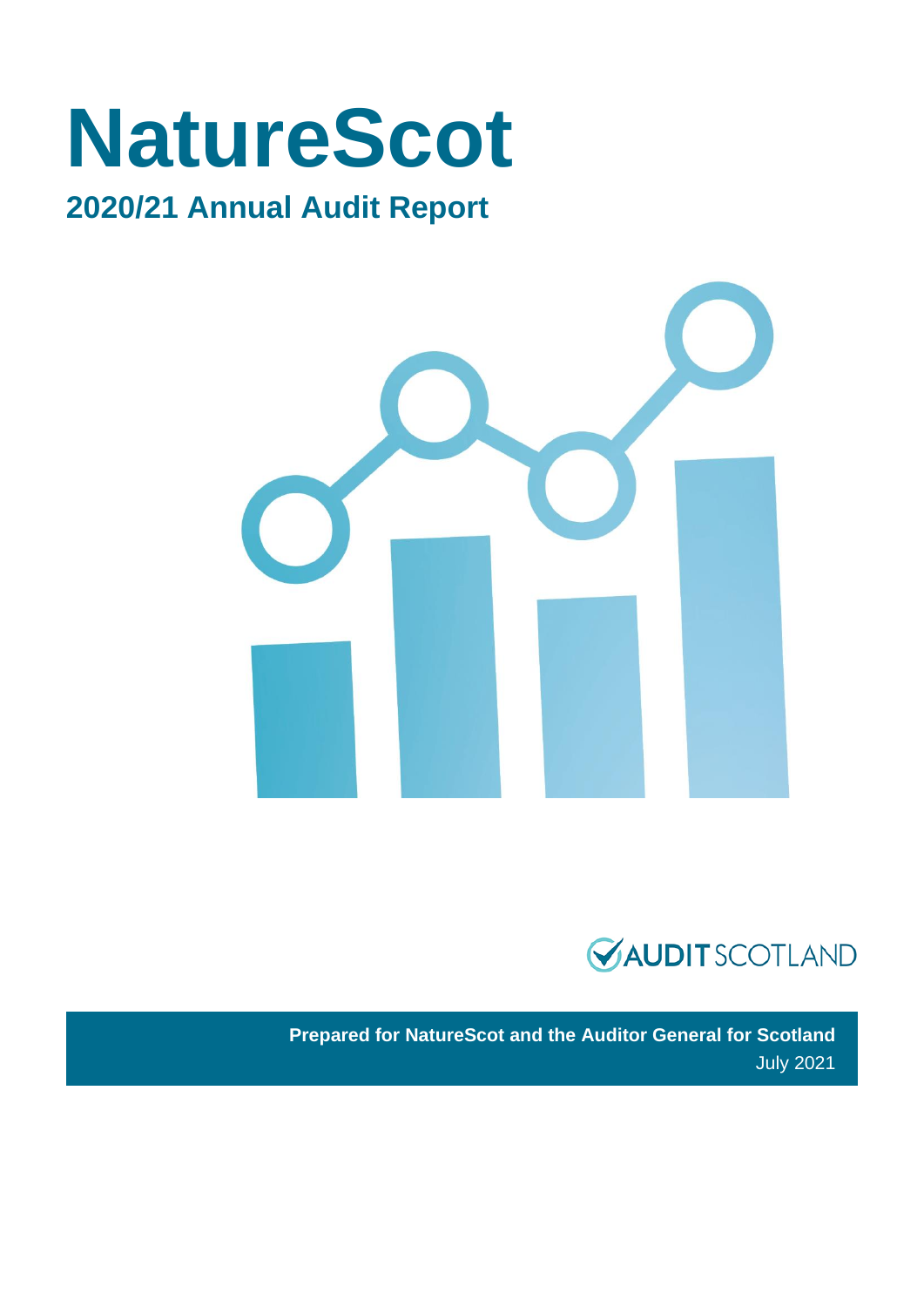# NatureScot

## 2020/21 Annual Audit Report

AUDIT SCOTLAND

**Prepared for NatureScot and the Auditor General for Scotland**

July 2021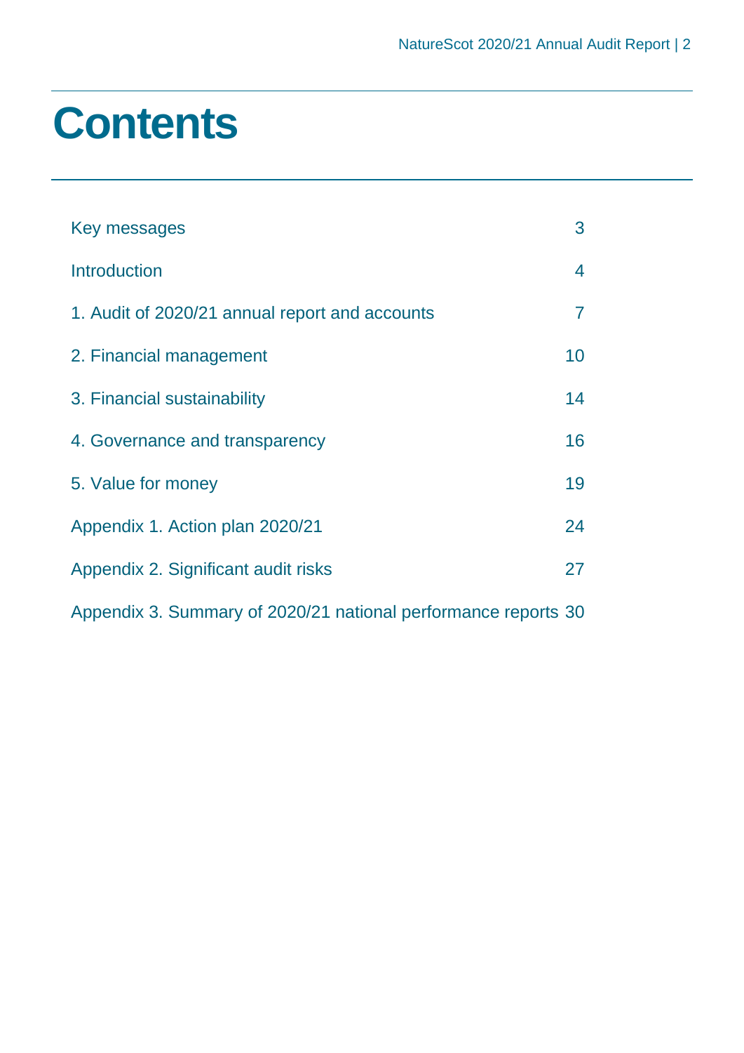# Contents

| | |
|---|---|
| Key messages | 3 |
| Introduction | 4 |
| 1. Audit of 2020/21 annual report and accounts | 7 |
| 2. Financial management | 10 |
| 3. Financial sustainability | 14 |
| 4. Governance and transparency | 16 |
| 5. Value for money | 19 |
| Appendix 1. Action plan 2020/21 | 24 |
| Appendix 2. Significant audit risks | 27 |
| Appendix 3. Summary of 2020/21 national performance reports | 30 |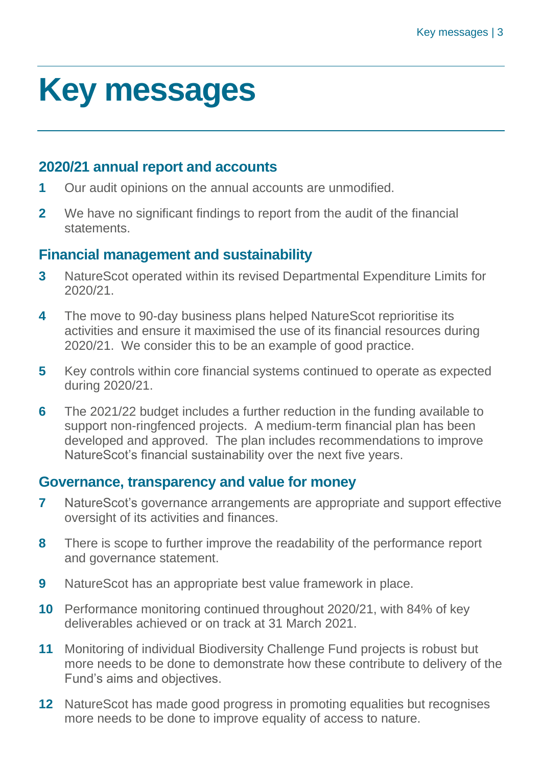# Key messages

## 2020/21 annual report and accounts

**1** Our audit opinions on the annual accounts are unmodified.

**2** We have no significant findings to report from the audit of the financial statements.

## Financial management and sustainability

**3** NatureScot operated within its revised Departmental Expenditure Limits for 2020/21.

**4** The move to 90-day business plans helped NatureScot reprioritise its activities and ensure it maximised the use of its financial resources during 2020/21. We consider this to be an example of good practice.

**5** Key controls within core financial systems continued to operate as expected during 2020/21.

**6** The 2021/22 budget includes a further reduction in the funding available to support non-ringfenced projects. A medium-term financial plan has been developed and approved. The plan includes recommendations to improve NatureScot's financial sustainability over the next five years.

## Governance, transparency and value for money

**7** NatureScot's governance arrangements are appropriate and support effective oversight of its activities and finances.

**8** There is scope to further improve the readability of the performance report and governance statement.

**9** NatureScot has an appropriate best value framework in place.

**10** Performance monitoring continued throughout 2020/21, with 84% of key deliverables achieved or on track at 31 March 2021.

**11** Monitoring of individual Biodiversity Challenge Fund projects is robust but more needs to be done to demonstrate how these contribute to delivery of the Fund's aims and objectives.

**12** NatureScot has made good progress in promoting equalities but recognises more needs to be done to improve equality of access to nature.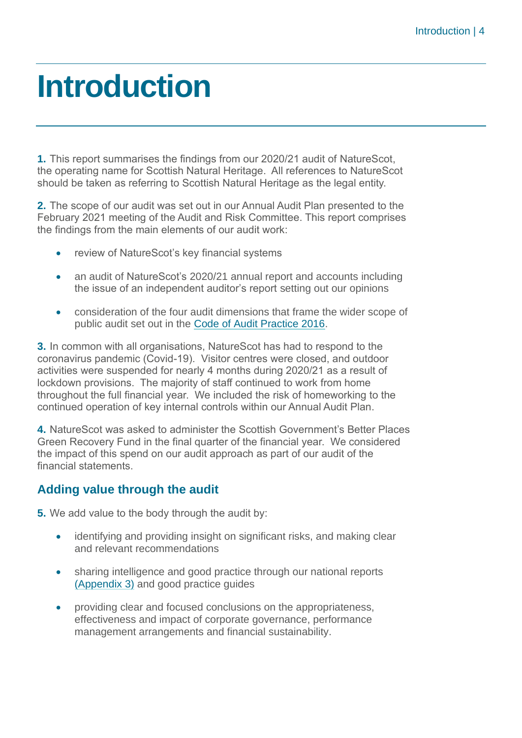# Introduction

**1.** This report summarises the findings from our 2020/21 audit of NatureScot, the operating name for Scottish Natural Heritage. All references to NatureScot should be taken as referring to Scottish Natural Heritage as the legal entity.

**2.** The scope of our audit was set out in our Annual Audit Plan presented to the February 2021 meeting of the Audit and Risk Committee. This report comprises the findings from the main elements of our audit work:

- review of NatureScot's key financial systems
- an audit of NatureScot's 2020/21 annual report and accounts including the issue of an independent auditor's report setting out our opinions
- consideration of the four audit dimensions that frame the wider scope of public audit set out in the Code of Audit Practice 2016.

**3.** In common with all organisations, NatureScot has had to respond to the coronavirus pandemic (Covid-19). Visitor centres were closed, and outdoor activities were suspended for nearly 4 months during 2020/21 as a result of lockdown provisions. The majority of staff continued to work from home throughout the full financial year. We included the risk of homeworking to the continued operation of key internal controls within our Annual Audit Plan.

**4.** NatureScot was asked to administer the Scottish Government's Better Places Green Recovery Fund in the final quarter of the financial year. We considered the impact of this spend on our audit approach as part of our audit of the financial statements.

## Adding value through the audit

**5.** We add value to the body through the audit by:

- identifying and providing insight on significant risks, and making clear and relevant recommendations
- sharing intelligence and good practice through our national reports (Appendix 3) and good practice guides
- providing clear and focused conclusions on the appropriateness, effectiveness and impact of corporate governance, performance management arrangements and financial sustainability.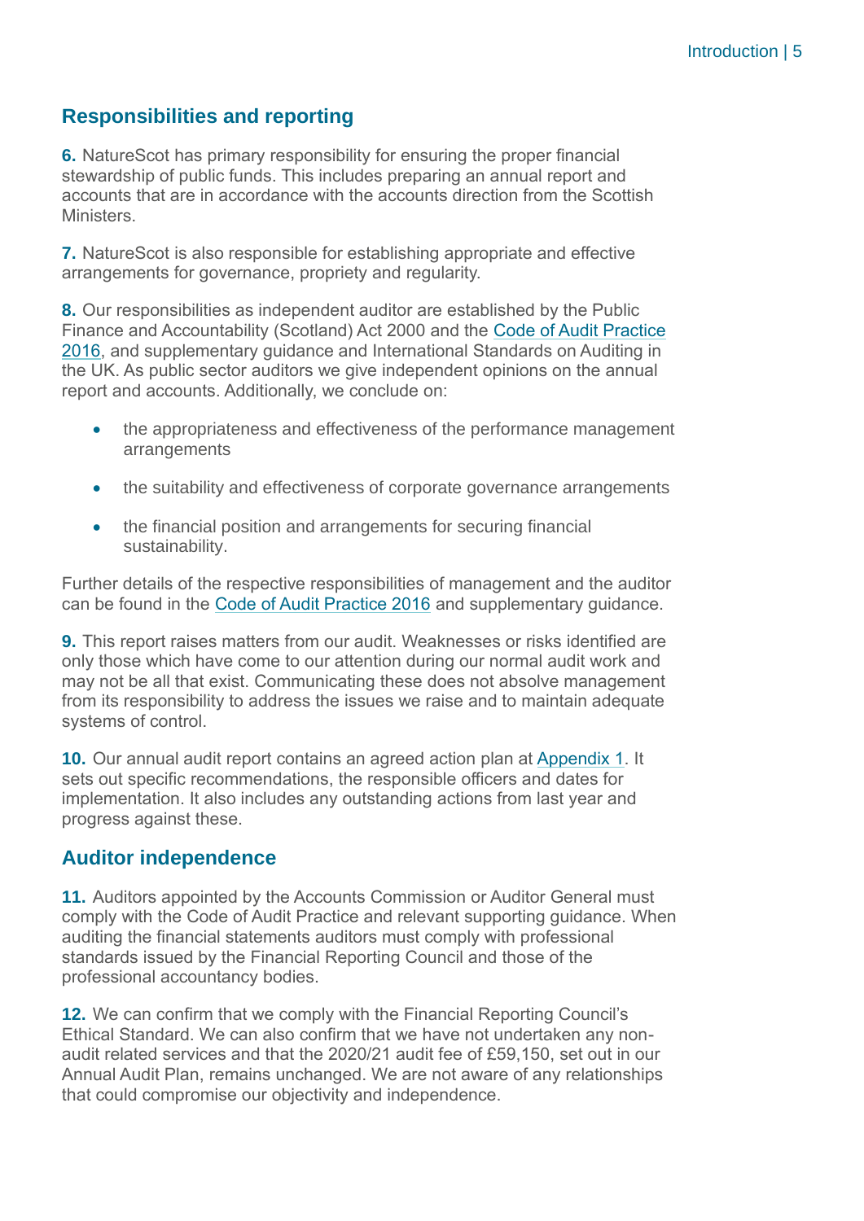## Responsibilities and reporting

**6.** NatureScot has primary responsibility for ensuring the proper financial stewardship of public funds. This includes preparing an annual report and accounts that are in accordance with the accounts direction from the Scottish Ministers.

**7.** NatureScot is also responsible for establishing appropriate and effective arrangements for governance, propriety and regularity.

**8.** Our responsibilities as independent auditor are established by the Public Finance and Accountability (Scotland) Act 2000 and the Code of Audit Practice 2016, and supplementary guidance and International Standards on Auditing in the UK. As public sector auditors we give independent opinions on the annual report and accounts. Additionally, we conclude on:

- the appropriateness and effectiveness of the performance management arrangements
- the suitability and effectiveness of corporate governance arrangements
- the financial position and arrangements for securing financial sustainability.

Further details of the respective responsibilities of management and the auditor can be found in the Code of Audit Practice 2016 and supplementary guidance.

**9.** This report raises matters from our audit. Weaknesses or risks identified are only those which have come to our attention during our normal audit work and may not be all that exist. Communicating these does not absolve management from its responsibility to address the issues we raise and to maintain adequate systems of control.

**10.** Our annual audit report contains an agreed action plan at Appendix 1. It sets out specific recommendations, the responsible officers and dates for implementation. It also includes any outstanding actions from last year and progress against these.

## Auditor independence

**11.** Auditors appointed by the Accounts Commission or Auditor General must comply with the Code of Audit Practice and relevant supporting guidance. When auditing the financial statements auditors must comply with professional standards issued by the Financial Reporting Council and those of the professional accountancy bodies.

**12.** We can confirm that we comply with the Financial Reporting Council's Ethical Standard. We can also confirm that we have not undertaken any non-audit related services and that the 2020/21 audit fee of £59,150, set out in our Annual Audit Plan, remains unchanged. We are not aware of any relationships that could compromise our objectivity and independence.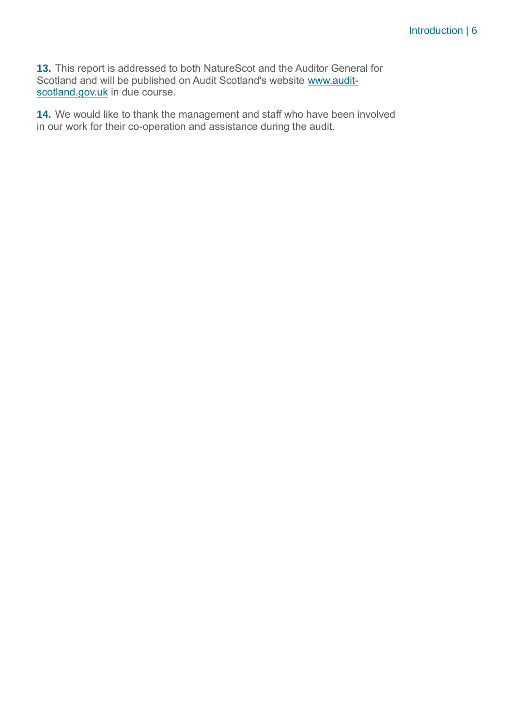**13.** This report is addressed to both NatureScot and the Auditor General for Scotland and will be published on Audit Scotland's website [www.audit-scotland.gov.uk](http://www.audit-scotland.gov.uk) in due course.

**14.** We would like to thank the management and staff who have been involved in our work for their co-operation and assistance during the audit.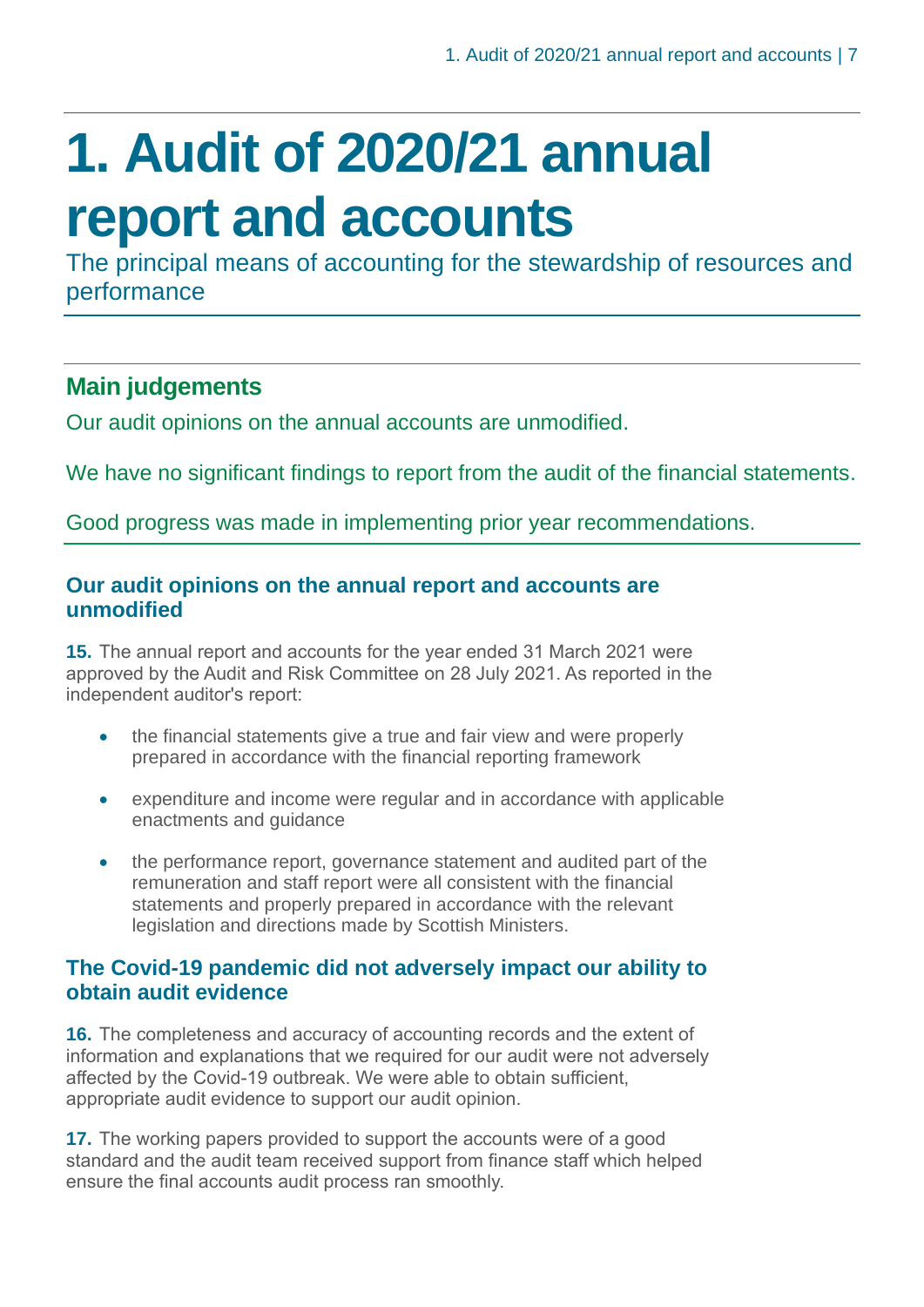# 1. Audit of 2020/21 annual report and accounts

The principal means of accounting for the stewardship of resources and performance

## Main judgements

Our audit opinions on the annual accounts are unmodified.

We have no significant findings to report from the audit of the financial statements.

Good progress was made in implementing prior year recommendations.

### Our audit opinions on the annual report and accounts are unmodified

**15.** The annual report and accounts for the year ended 31 March 2021 were approved by the Audit and Risk Committee on 28 July 2021. As reported in the independent auditor's report:

- the financial statements give a true and fair view and were properly prepared in accordance with the financial reporting framework
- expenditure and income were regular and in accordance with applicable enactments and guidance
- the performance report, governance statement and audited part of the remuneration and staff report were all consistent with the financial statements and properly prepared in accordance with the relevant legislation and directions made by Scottish Ministers.

### The Covid-19 pandemic did not adversely impact our ability to obtain audit evidence

**16.** The completeness and accuracy of accounting records and the extent of information and explanations that we required for our audit were not adversely affected by the Covid-19 outbreak. We were able to obtain sufficient, appropriate audit evidence to support our audit opinion.

**17.** The working papers provided to support the accounts were of a good standard and the audit team received support from finance staff which helped ensure the final accounts audit process ran smoothly.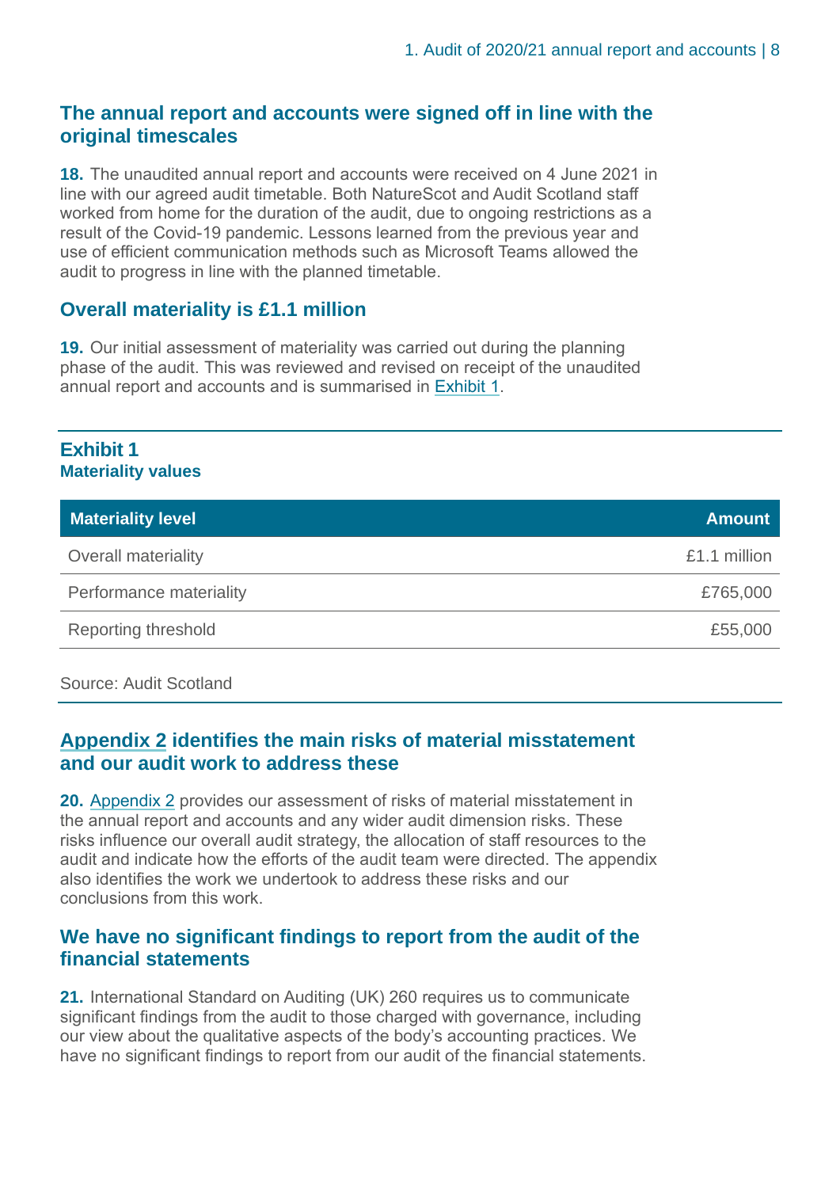## The annual report and accounts were signed off in line with the original timescales

**18.** The unaudited annual report and accounts were received on 4 June 2021 in line with our agreed audit timetable. Both NatureScot and Audit Scotland staff worked from home for the duration of the audit, due to ongoing restrictions as a result of the Covid-19 pandemic. Lessons learned from the previous year and use of efficient communication methods such as Microsoft Teams allowed the audit to progress in line with the planned timetable.

## Overall materiality is £1.1 million

**19.** Our initial assessment of materiality was carried out during the planning phase of the audit. This was reviewed and revised on receipt of the unaudited annual report and accounts and is summarised in Exhibit 1.

**Exhibit 1**
**Materiality values**

| Materiality level | Amount |
|---|---:|
| Overall materiality | £1.1 million |
| Performance materiality | £765,000 |
| Reporting threshold | £55,000 |

Source: Audit Scotland

## Appendix 2 identifies the main risks of material misstatement and our audit work to address these

**20.** Appendix 2 provides our assessment of risks of material misstatement in the annual report and accounts and any wider audit dimension risks. These risks influence our overall audit strategy, the allocation of staff resources to the audit and indicate how the efforts of the audit team were directed. The appendix also identifies the work we undertook to address these risks and our conclusions from this work.

## We have no significant findings to report from the audit of the financial statements

**21.** International Standard on Auditing (UK) 260 requires us to communicate significant findings from the audit to those charged with governance, including our view about the qualitative aspects of the body's accounting practices. We have no significant findings to report from our audit of the financial statements.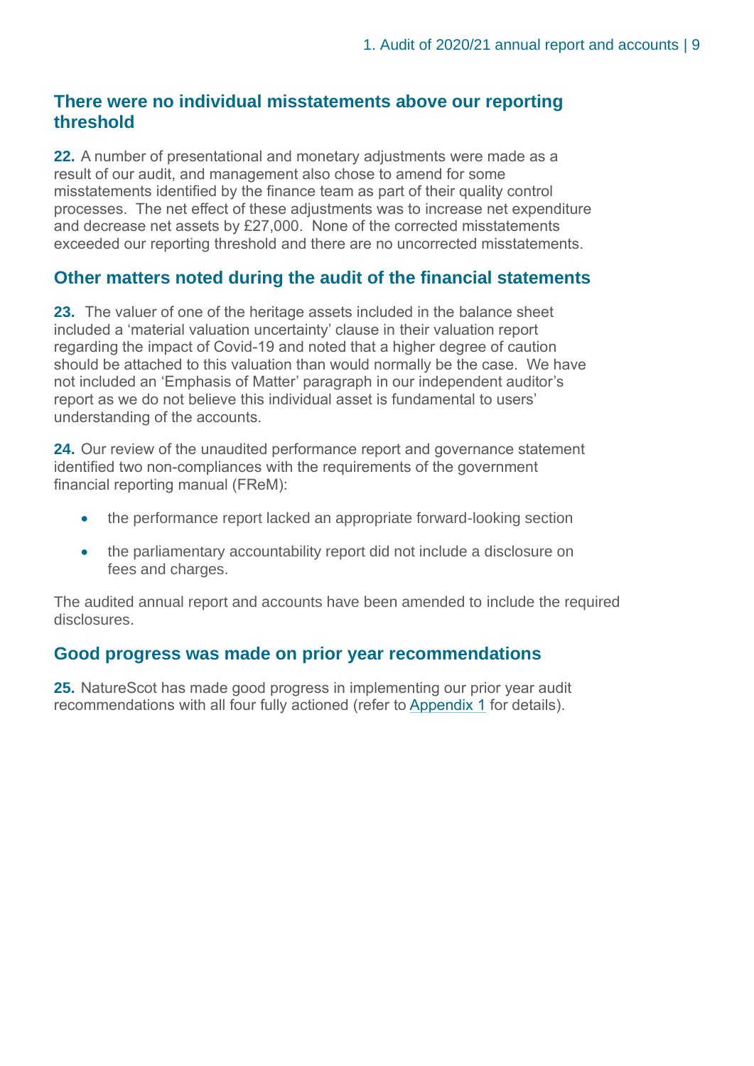## There were no individual misstatements above our reporting threshold

**22.** A number of presentational and monetary adjustments were made as a result of our audit, and management also chose to amend for some misstatements identified by the finance team as part of their quality control processes. The net effect of these adjustments was to increase net expenditure and decrease net assets by £27,000. None of the corrected misstatements exceeded our reporting threshold and there are no uncorrected misstatements.

## Other matters noted during the audit of the financial statements

**23.** The valuer of one of the heritage assets included in the balance sheet included a 'material valuation uncertainty' clause in their valuation report regarding the impact of Covid-19 and noted that a higher degree of caution should be attached to this valuation than would normally be the case. We have not included an 'Emphasis of Matter' paragraph in our independent auditor's report as we do not believe this individual asset is fundamental to users' understanding of the accounts.

**24.** Our review of the unaudited performance report and governance statement identified two non-compliances with the requirements of the government financial reporting manual (FReM):

- the performance report lacked an appropriate forward-looking section
- the parliamentary accountability report did not include a disclosure on fees and charges.

The audited annual report and accounts have been amended to include the required disclosures.

## Good progress was made on prior year recommendations

**25.** NatureScot has made good progress in implementing our prior year audit recommendations with all four fully actioned (refer to Appendix 1 for details).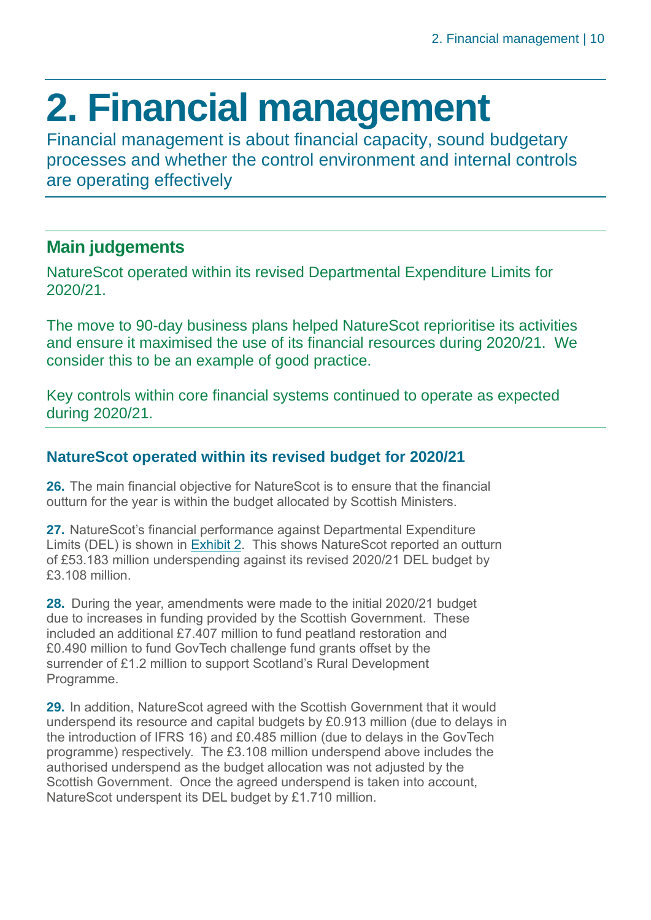# 2. Financial management

Financial management is about financial capacity, sound budgetary processes and whether the control environment and internal controls are operating effectively

## Main judgements

NatureScot operated within its revised Departmental Expenditure Limits for 2020/21.

The move to 90-day business plans helped NatureScot reprioritise its activities and ensure it maximised the use of its financial resources during 2020/21. We consider this to be an example of good practice.

Key controls within core financial systems continued to operate as expected during 2020/21.

### NatureScot operated within its revised budget for 2020/21

**26.** The main financial objective for NatureScot is to ensure that the financial outturn for the year is within the budget allocated by Scottish Ministers.

**27.** NatureScot's financial performance against Departmental Expenditure Limits (DEL) is shown in Exhibit 2. This shows NatureScot reported an outturn of £53.183 million underspending against its revised 2020/21 DEL budget by £3.108 million.

**28.** During the year, amendments were made to the initial 2020/21 budget due to increases in funding provided by the Scottish Government. These included an additional £7.407 million to fund peatland restoration and £0.490 million to fund GovTech challenge fund grants offset by the surrender of £1.2 million to support Scotland's Rural Development Programme.

**29.** In addition, NatureScot agreed with the Scottish Government that it would underspend its resource and capital budgets by £0.913 million (due to delays in the introduction of IFRS 16) and £0.485 million (due to delays in the GovTech programme) respectively. The £3.108 million underspend above includes the authorised underspend as the budget allocation was not adjusted by the Scottish Government. Once the agreed underspend is taken into account, NatureScot underspent its DEL budget by £1.710 million.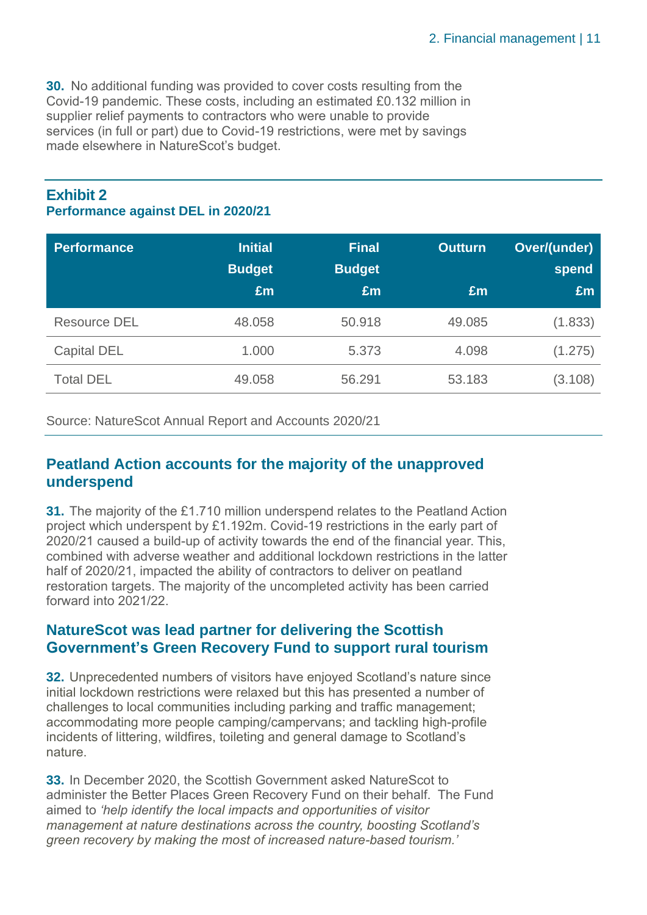**30.** No additional funding was provided to cover costs resulting from the Covid-19 pandemic. These costs, including an estimated £0.132 million in supplier relief payments to contractors who were unable to provide services (in full or part) due to Covid-19 restrictions, were met by savings made elsewhere in NatureScot's budget.

**Exhibit 2**
**Performance against DEL in 2020/21**

| Performance | Initial Budget £m | Final Budget £m | Outturn £m | Over/(under) spend £m |
|---|---|---|---|---|
| Resource DEL | 48.058 | 50.918 | 49.085 | (1.833) |
| Capital DEL | 1.000 | 5.373 | 4.098 | (1.275) |
| Total DEL | 49.058 | 56.291 | 53.183 | (3.108) |

Source: NatureScot Annual Report and Accounts 2020/21

## Peatland Action accounts for the majority of the unapproved underspend

**31.** The majority of the £1.710 million underspend relates to the Peatland Action project which underspent by £1.192m. Covid-19 restrictions in the early part of 2020/21 caused a build-up of activity towards the end of the financial year. This, combined with adverse weather and additional lockdown restrictions in the latter half of 2020/21, impacted the ability of contractors to deliver on peatland restoration targets. The majority of the uncompleted activity has been carried forward into 2021/22.

## NatureScot was lead partner for delivering the Scottish Government's Green Recovery Fund to support rural tourism

**32.** Unprecedented numbers of visitors have enjoyed Scotland's nature since initial lockdown restrictions were relaxed but this has presented a number of challenges to local communities including parking and traffic management; accommodating more people camping/campervans; and tackling high-profile incidents of littering, wildfires, toileting and general damage to Scotland's nature.

**33.** In December 2020, the Scottish Government asked NatureScot to administer the Better Places Green Recovery Fund on their behalf. The Fund aimed to *'help identify the local impacts and opportunities of visitor management at nature destinations across the country, boosting Scotland's green recovery by making the most of increased nature-based tourism.'*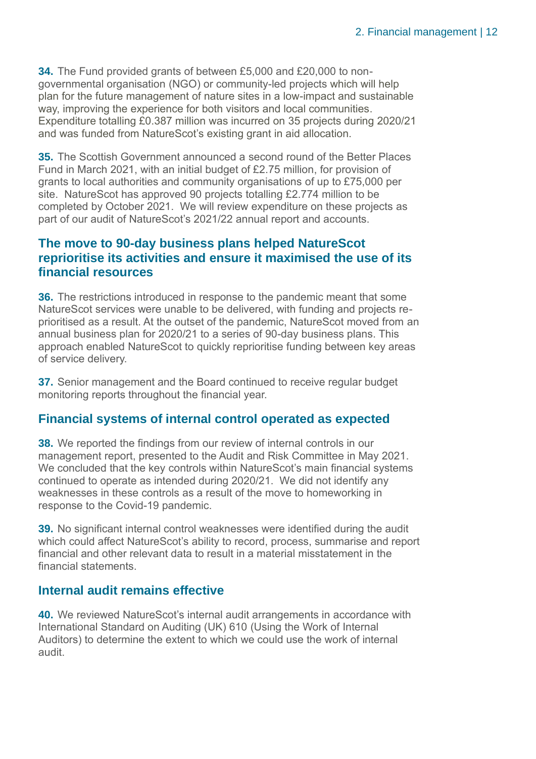**34.** The Fund provided grants of between £5,000 and £20,000 to non-governmental organisation (NGO) or community-led projects which will help plan for the future management of nature sites in a low-impact and sustainable way, improving the experience for both visitors and local communities. Expenditure totalling £0.387 million was incurred on 35 projects during 2020/21 and was funded from NatureScot's existing grant in aid allocation.

**35.** The Scottish Government announced a second round of the Better Places Fund in March 2021, with an initial budget of £2.75 million, for provision of grants to local authorities and community organisations of up to £75,000 per site. NatureScot has approved 90 projects totalling £2.774 million to be completed by October 2021. We will review expenditure on these projects as part of our audit of NatureScot's 2021/22 annual report and accounts.

## The move to 90-day business plans helped NatureScot reprioritise its activities and ensure it maximised the use of its financial resources

**36.** The restrictions introduced in response to the pandemic meant that some NatureScot services were unable to be delivered, with funding and projects re-prioritised as a result. At the outset of the pandemic, NatureScot moved from an annual business plan for 2020/21 to a series of 90-day business plans. This approach enabled NatureScot to quickly reprioritise funding between key areas of service delivery.

**37.** Senior management and the Board continued to receive regular budget monitoring reports throughout the financial year.

## Financial systems of internal control operated as expected

**38.** We reported the findings from our review of internal controls in our management report, presented to the Audit and Risk Committee in May 2021. We concluded that the key controls within NatureScot's main financial systems continued to operate as intended during 2020/21. We did not identify any weaknesses in these controls as a result of the move to homeworking in response to the Covid-19 pandemic.

**39.** No significant internal control weaknesses were identified during the audit which could affect NatureScot's ability to record, process, summarise and report financial and other relevant data to result in a material misstatement in the financial statements.

## Internal audit remains effective

**40.** We reviewed NatureScot's internal audit arrangements in accordance with International Standard on Auditing (UK) 610 (Using the Work of Internal Auditors) to determine the extent to which we could use the work of internal audit.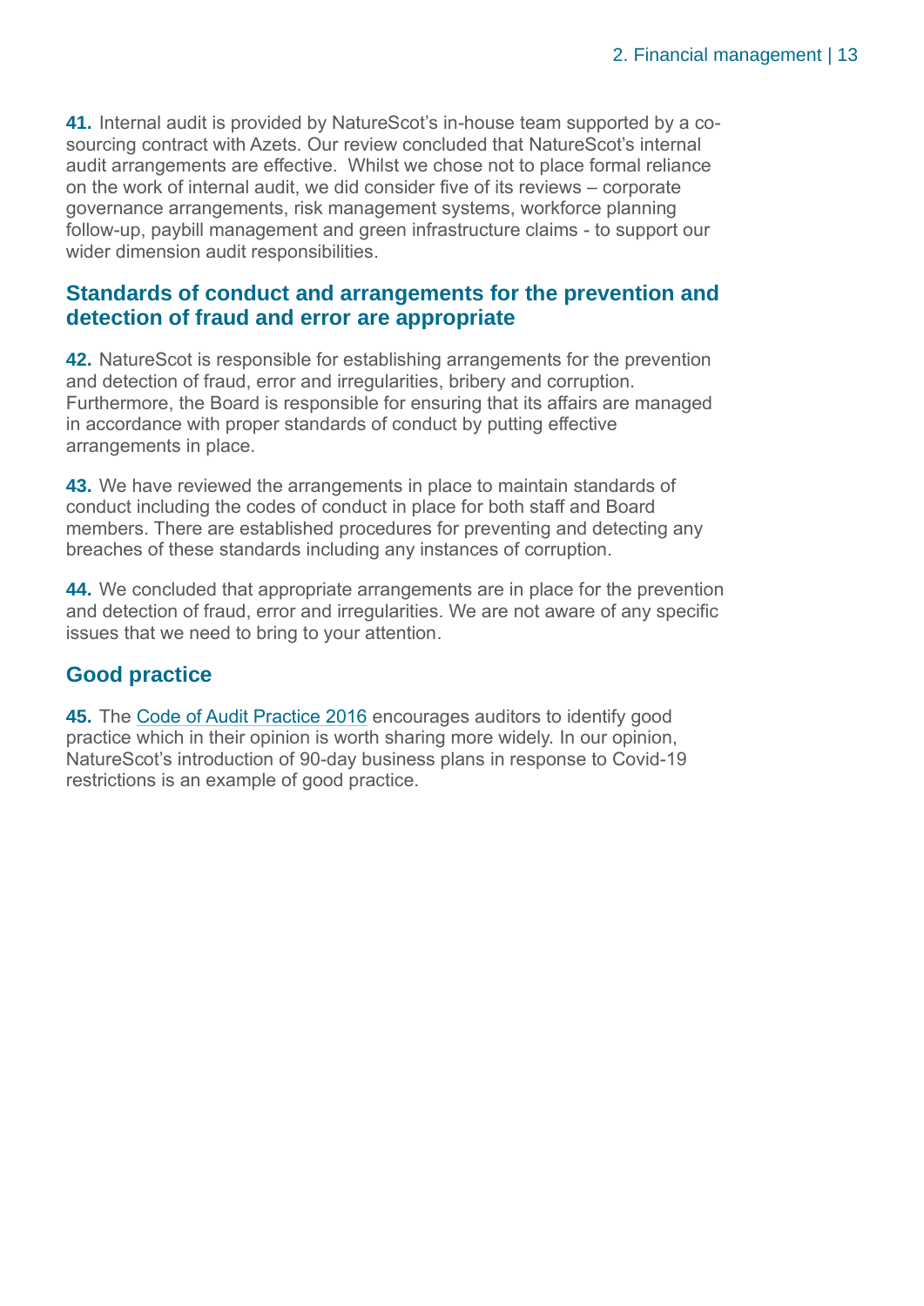**41.** Internal audit is provided by NatureScot's in-house team supported by a co-sourcing contract with Azets. Our review concluded that NatureScot's internal audit arrangements are effective. Whilst we chose not to place formal reliance on the work of internal audit, we did consider five of its reviews – corporate governance arrangements, risk management systems, workforce planning follow-up, paybill management and green infrastructure claims - to support our wider dimension audit responsibilities.

## Standards of conduct and arrangements for the prevention and detection of fraud and error are appropriate

**42.** NatureScot is responsible for establishing arrangements for the prevention and detection of fraud, error and irregularities, bribery and corruption. Furthermore, the Board is responsible for ensuring that its affairs are managed in accordance with proper standards of conduct by putting effective arrangements in place.

**43.** We have reviewed the arrangements in place to maintain standards of conduct including the codes of conduct in place for both staff and Board members. There are established procedures for preventing and detecting any breaches of these standards including any instances of corruption.

**44.** We concluded that appropriate arrangements are in place for the prevention and detection of fraud, error and irregularities. We are not aware of any specific issues that we need to bring to your attention.

## Good practice

**45.** The Code of Audit Practice 2016 encourages auditors to identify good practice which in their opinion is worth sharing more widely. In our opinion, NatureScot's introduction of 90-day business plans in response to Covid-19 restrictions is an example of good practice.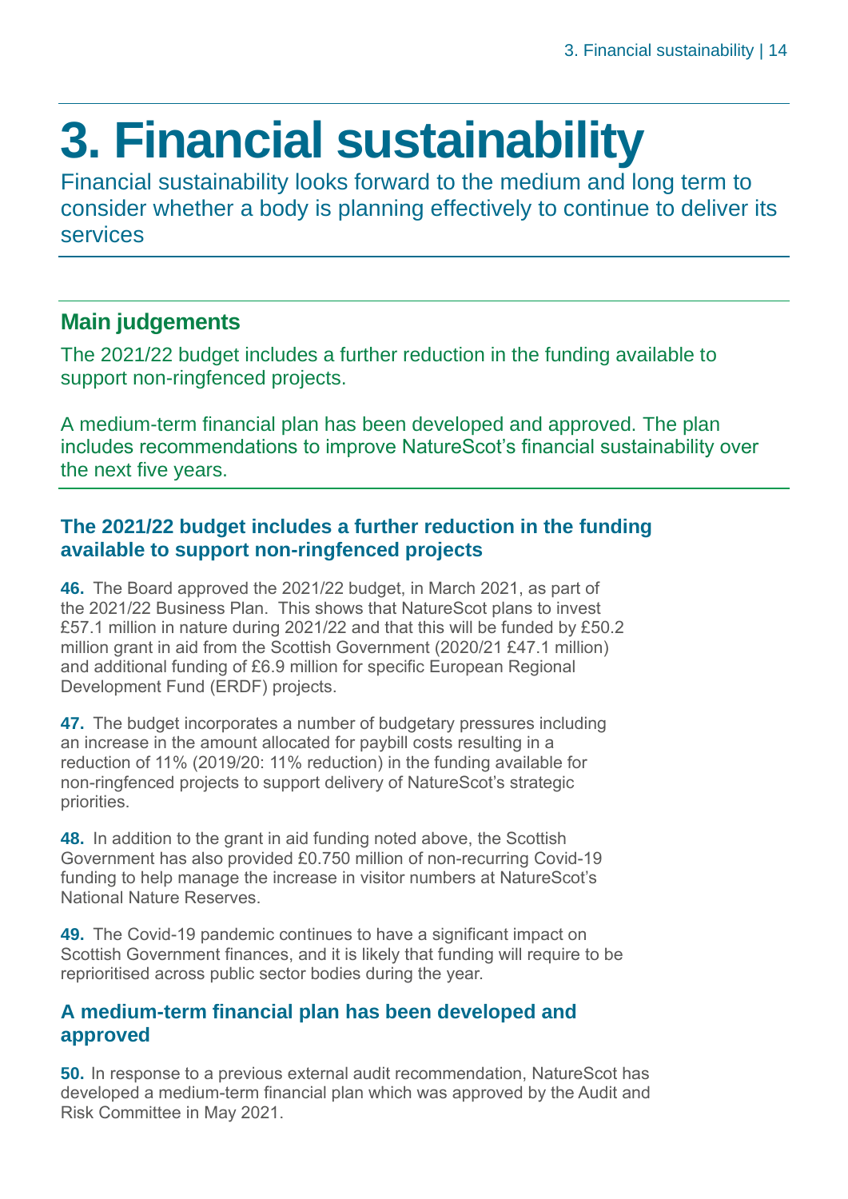# 3. Financial sustainability

Financial sustainability looks forward to the medium and long term to consider whether a body is planning effectively to continue to deliver its services

## Main judgements

The 2021/22 budget includes a further reduction in the funding available to support non-ringfenced projects.

A medium-term financial plan has been developed and approved. The plan includes recommendations to improve NatureScot's financial sustainability over the next five years.

### The 2021/22 budget includes a further reduction in the funding available to support non-ringfenced projects

**46.** The Board approved the 2021/22 budget, in March 2021, as part of the 2021/22 Business Plan. This shows that NatureScot plans to invest £57.1 million in nature during 2021/22 and that this will be funded by £50.2 million grant in aid from the Scottish Government (2020/21 £47.1 million) and additional funding of £6.9 million for specific European Regional Development Fund (ERDF) projects.

**47.** The budget incorporates a number of budgetary pressures including an increase in the amount allocated for paybill costs resulting in a reduction of 11% (2019/20: 11% reduction) in the funding available for non-ringfenced projects to support delivery of NatureScot's strategic priorities.

**48.** In addition to the grant in aid funding noted above, the Scottish Government has also provided £0.750 million of non-recurring Covid-19 funding to help manage the increase in visitor numbers at NatureScot's National Nature Reserves.

**49.** The Covid-19 pandemic continues to have a significant impact on Scottish Government finances, and it is likely that funding will require to be reprioritised across public sector bodies during the year.

### A medium-term financial plan has been developed and approved

**50.** In response to a previous external audit recommendation, NatureScot has developed a medium-term financial plan which was approved by the Audit and Risk Committee in May 2021.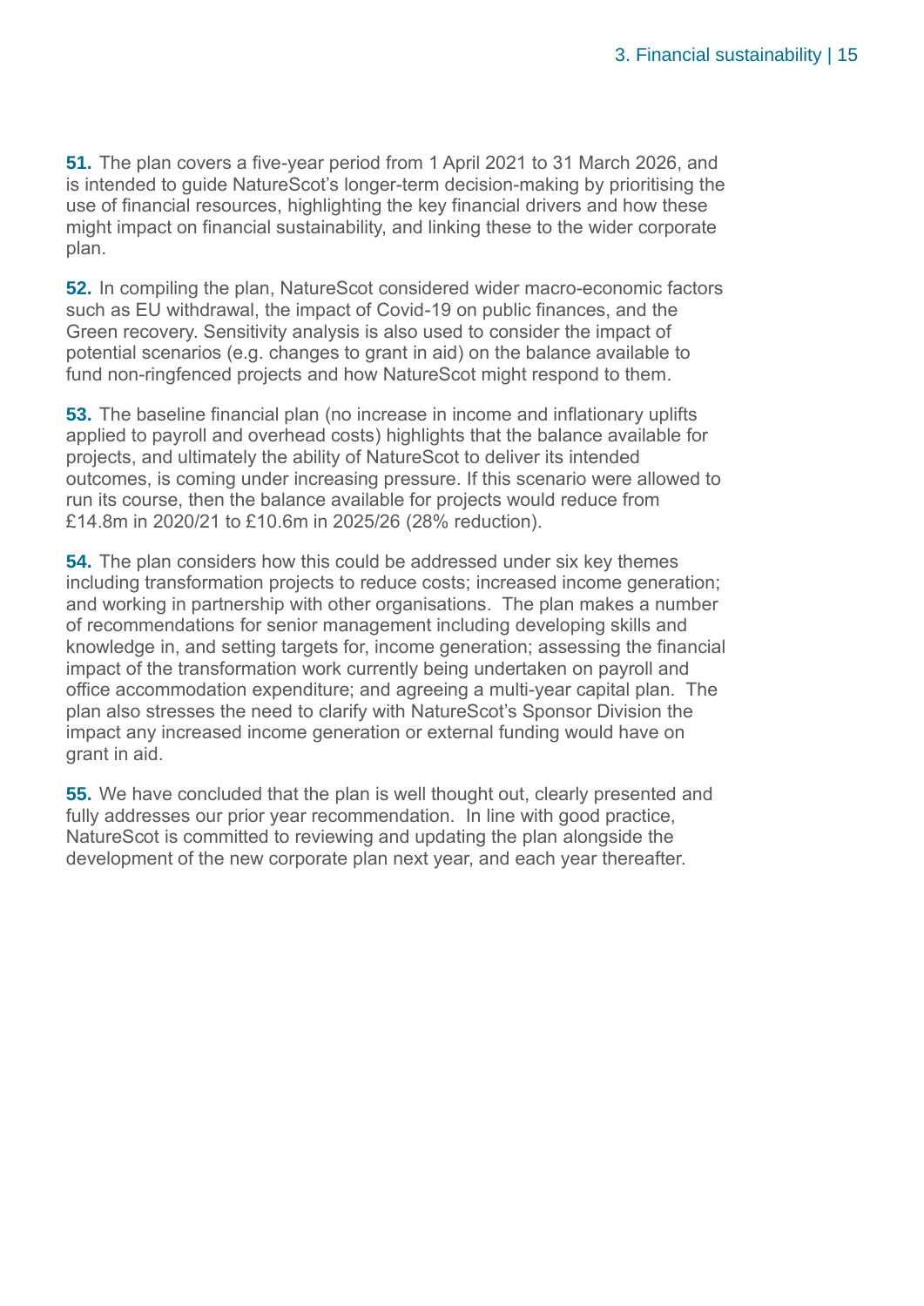**51.** The plan covers a five-year period from 1 April 2021 to 31 March 2026, and is intended to guide NatureScot's longer-term decision-making by prioritising the use of financial resources, highlighting the key financial drivers and how these might impact on financial sustainability, and linking these to the wider corporate plan.

**52.** In compiling the plan, NatureScot considered wider macro-economic factors such as EU withdrawal, the impact of Covid-19 on public finances, and the Green recovery. Sensitivity analysis is also used to consider the impact of potential scenarios (e.g. changes to grant in aid) on the balance available to fund non-ringfenced projects and how NatureScot might respond to them.

**53.** The baseline financial plan (no increase in income and inflationary uplifts applied to payroll and overhead costs) highlights that the balance available for projects, and ultimately the ability of NatureScot to deliver its intended outcomes, is coming under increasing pressure. If this scenario were allowed to run its course, then the balance available for projects would reduce from £14.8m in 2020/21 to £10.6m in 2025/26 (28% reduction).

**54.** The plan considers how this could be addressed under six key themes including transformation projects to reduce costs; increased income generation; and working in partnership with other organisations. The plan makes a number of recommendations for senior management including developing skills and knowledge in, and setting targets for, income generation; assessing the financial impact of the transformation work currently being undertaken on payroll and office accommodation expenditure; and agreeing a multi-year capital plan. The plan also stresses the need to clarify with NatureScot's Sponsor Division the impact any increased income generation or external funding would have on grant in aid.

**55.** We have concluded that the plan is well thought out, clearly presented and fully addresses our prior year recommendation. In line with good practice, NatureScot is committed to reviewing and updating the plan alongside the development of the new corporate plan next year, and each year thereafter.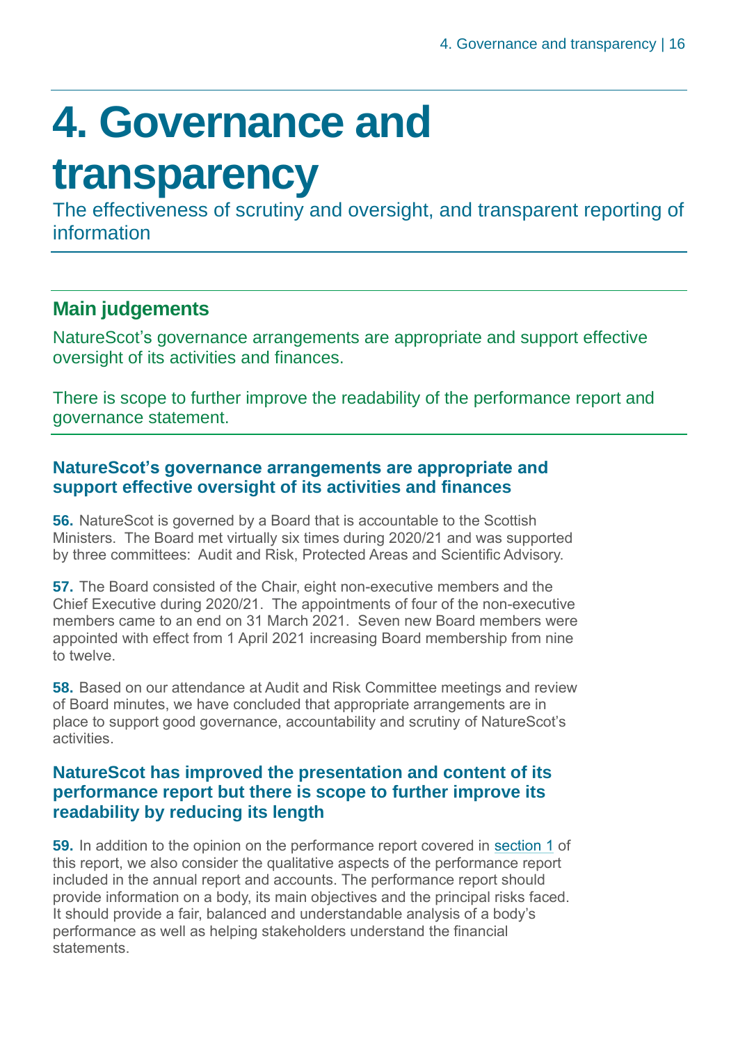# 4. Governance and transparency

The effectiveness of scrutiny and oversight, and transparent reporting of information

## Main judgements

NatureScot's governance arrangements are appropriate and support effective oversight of its activities and finances.

There is scope to further improve the readability of the performance report and governance statement.

### NatureScot's governance arrangements are appropriate and support effective oversight of its activities and finances

**56.** NatureScot is governed by a Board that is accountable to the Scottish Ministers. The Board met virtually six times during 2020/21 and was supported by three committees: Audit and Risk, Protected Areas and Scientific Advisory.

**57.** The Board consisted of the Chair, eight non-executive members and the Chief Executive during 2020/21. The appointments of four of the non-executive members came to an end on 31 March 2021. Seven new Board members were appointed with effect from 1 April 2021 increasing Board membership from nine to twelve.

**58.** Based on our attendance at Audit and Risk Committee meetings and review of Board minutes, we have concluded that appropriate arrangements are in place to support good governance, accountability and scrutiny of NatureScot's activities.

### NatureScot has improved the presentation and content of its performance report but there is scope to further improve its readability by reducing its length

**59.** In addition to the opinion on the performance report covered in section 1 of this report, we also consider the qualitative aspects of the performance report included in the annual report and accounts. The performance report should provide information on a body, its main objectives and the principal risks faced. It should provide a fair, balanced and understandable analysis of a body's performance as well as helping stakeholders understand the financial statements.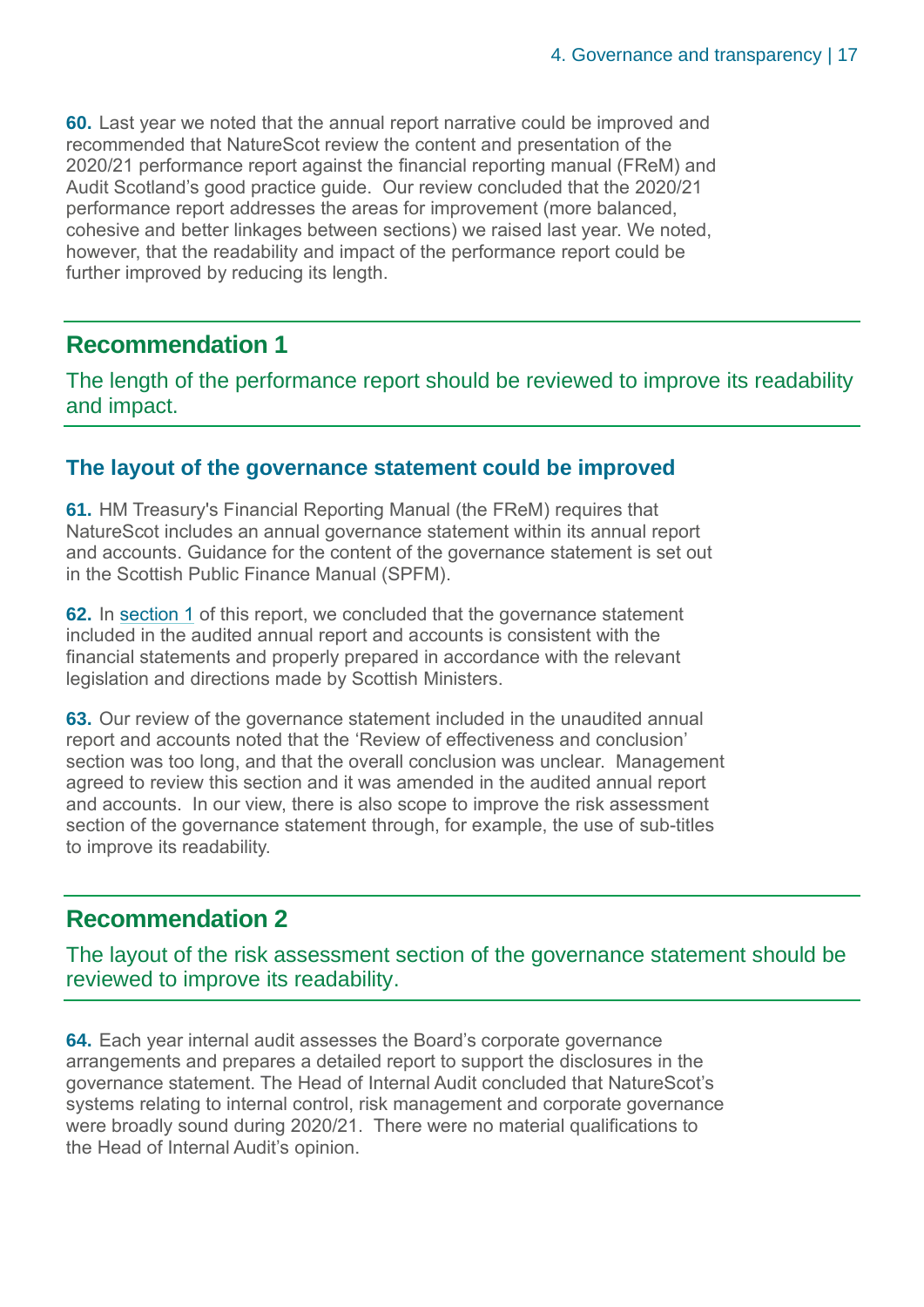**60.** Last year we noted that the annual report narrative could be improved and recommended that NatureScot review the content and presentation of the 2020/21 performance report against the financial reporting manual (FReM) and Audit Scotland's good practice guide. Our review concluded that the 2020/21 performance report addresses the areas for improvement (more balanced, cohesive and better linkages between sections) we raised last year. We noted, however, that the readability and impact of the performance report could be further improved by reducing its length.

## Recommendation 1

The length of the performance report should be reviewed to improve its readability and impact.

### The layout of the governance statement could be improved

**61.** HM Treasury's Financial Reporting Manual (the FReM) requires that NatureScot includes an annual governance statement within its annual report and accounts. Guidance for the content of the governance statement is set out in the Scottish Public Finance Manual (SPFM).

**62.** In section 1 of this report, we concluded that the governance statement included in the audited annual report and accounts is consistent with the financial statements and properly prepared in accordance with the relevant legislation and directions made by Scottish Ministers.

**63.** Our review of the governance statement included in the unaudited annual report and accounts noted that the 'Review of effectiveness and conclusion' section was too long, and that the overall conclusion was unclear. Management agreed to review this section and it was amended in the audited annual report and accounts. In our view, there is also scope to improve the risk assessment section of the governance statement through, for example, the use of sub-titles to improve its readability.

## Recommendation 2

The layout of the risk assessment section of the governance statement should be reviewed to improve its readability.

**64.** Each year internal audit assesses the Board's corporate governance arrangements and prepares a detailed report to support the disclosures in the governance statement. The Head of Internal Audit concluded that NatureScot's systems relating to internal control, risk management and corporate governance were broadly sound during 2020/21. There were no material qualifications to the Head of Internal Audit's opinion.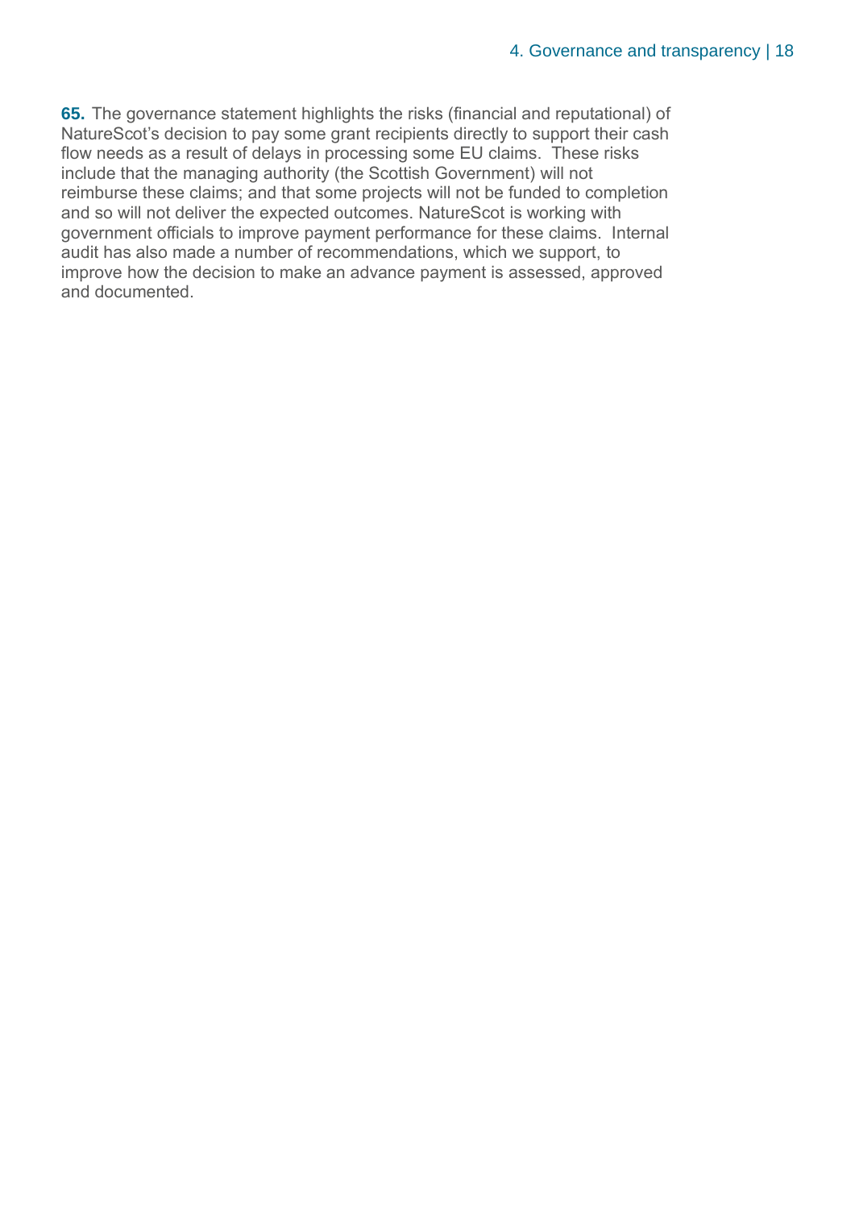**65.** The governance statement highlights the risks (financial and reputational) of NatureScot's decision to pay some grant recipients directly to support their cash flow needs as a result of delays in processing some EU claims. These risks include that the managing authority (the Scottish Government) will not reimburse these claims; and that some projects will not be funded to completion and so will not deliver the expected outcomes. NatureScot is working with government officials to improve payment performance for these claims. Internal audit has also made a number of recommendations, which we support, to improve how the decision to make an advance payment is assessed, approved and documented.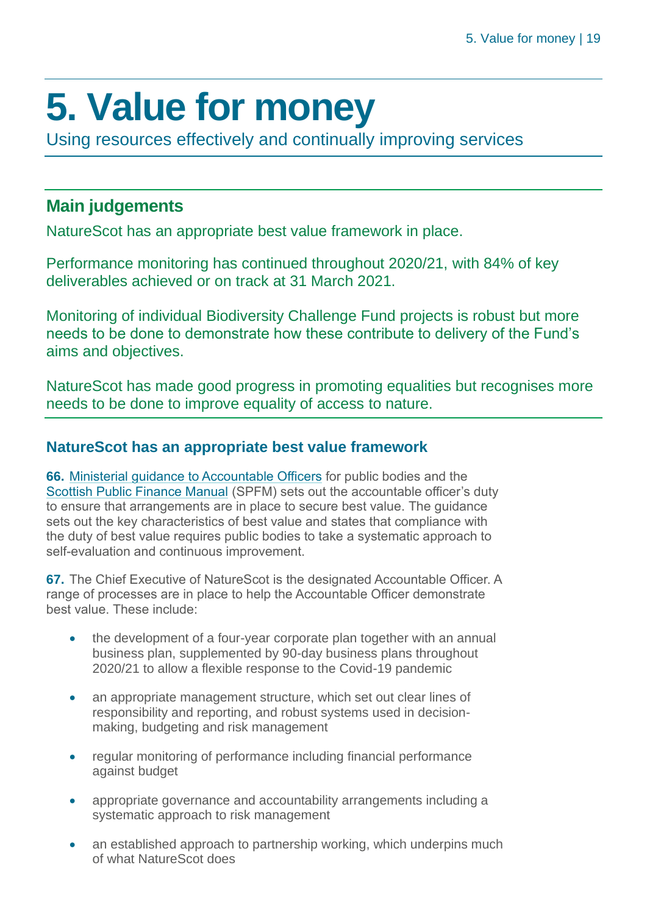# 5. Value for money

Using resources effectively and continually improving services

## Main judgements

NatureScot has an appropriate best value framework in place.

Performance monitoring has continued throughout 2020/21, with 84% of key deliverables achieved or on track at 31 March 2021.

Monitoring of individual Biodiversity Challenge Fund projects is robust but more needs to be done to demonstrate how these contribute to delivery of the Fund's aims and objectives.

NatureScot has made good progress in promoting equalities but recognises more needs to be done to improve equality of access to nature.

### NatureScot has an appropriate best value framework

**66.** Ministerial guidance to Accountable Officers for public bodies and the Scottish Public Finance Manual (SPFM) sets out the accountable officer's duty to ensure that arrangements are in place to secure best value. The guidance sets out the key characteristics of best value and states that compliance with the duty of best value requires public bodies to take a systematic approach to self-evaluation and continuous improvement.

**67.** The Chief Executive of NatureScot is the designated Accountable Officer. A range of processes are in place to help the Accountable Officer demonstrate best value. These include:

- the development of a four-year corporate plan together with an annual business plan, supplemented by 90-day business plans throughout 2020/21 to allow a flexible response to the Covid-19 pandemic
- an appropriate management structure, which set out clear lines of responsibility and reporting, and robust systems used in decision-making, budgeting and risk management
- regular monitoring of performance including financial performance against budget
- appropriate governance and accountability arrangements including a systematic approach to risk management
- an established approach to partnership working, which underpins much of what NatureScot does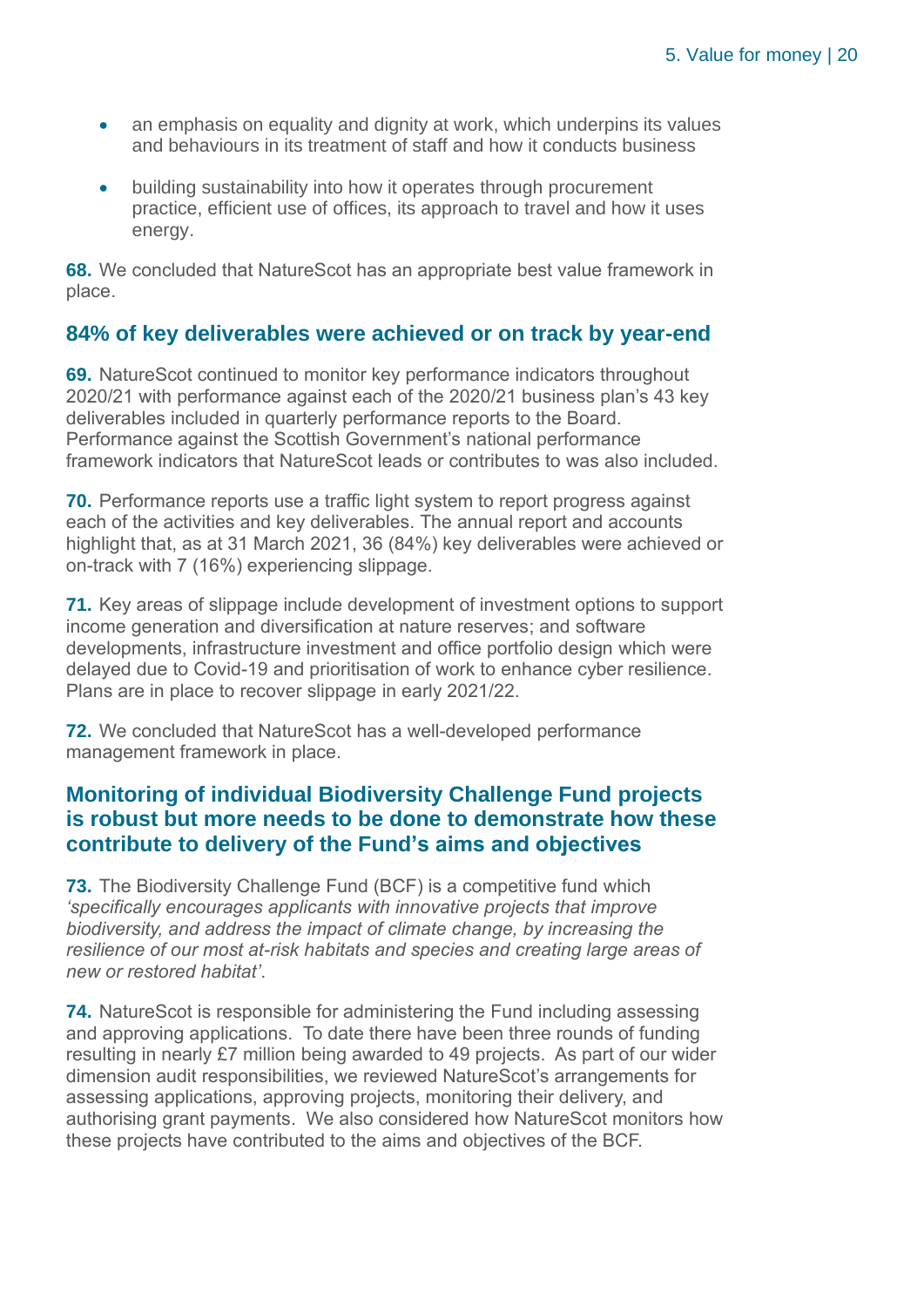- an emphasis on equality and dignity at work, which underpins its values and behaviours in its treatment of staff and how it conducts business
- building sustainability into how it operates through procurement practice, efficient use of offices, its approach to travel and how it uses energy.

**68.** We concluded that NatureScot has an appropriate best value framework in place.

## 84% of key deliverables were achieved or on track by year-end

**69.** NatureScot continued to monitor key performance indicators throughout 2020/21 with performance against each of the 2020/21 business plan's 43 key deliverables included in quarterly performance reports to the Board. Performance against the Scottish Government's national performance framework indicators that NatureScot leads or contributes to was also included.

**70.** Performance reports use a traffic light system to report progress against each of the activities and key deliverables. The annual report and accounts highlight that, as at 31 March 2021, 36 (84%) key deliverables were achieved or on-track with 7 (16%) experiencing slippage.

**71.** Key areas of slippage include development of investment options to support income generation and diversification at nature reserves; and software developments, infrastructure investment and office portfolio design which were delayed due to Covid-19 and prioritisation of work to enhance cyber resilience. Plans are in place to recover slippage in early 2021/22.

**72.** We concluded that NatureScot has a well-developed performance management framework in place.

## Monitoring of individual Biodiversity Challenge Fund projects is robust but more needs to be done to demonstrate how these contribute to delivery of the Fund's aims and objectives

**73.** The Biodiversity Challenge Fund (BCF) is a competitive fund which *'specifically encourages applicants with innovative projects that improve biodiversity, and address the impact of climate change, by increasing the resilience of our most at-risk habitats and species and creating large areas of new or restored habitat'*.

**74.** NatureScot is responsible for administering the Fund including assessing and approving applications. To date there have been three rounds of funding resulting in nearly £7 million being awarded to 49 projects. As part of our wider dimension audit responsibilities, we reviewed NatureScot's arrangements for assessing applications, approving projects, monitoring their delivery, and authorising grant payments. We also considered how NatureScot monitors how these projects have contributed to the aims and objectives of the BCF.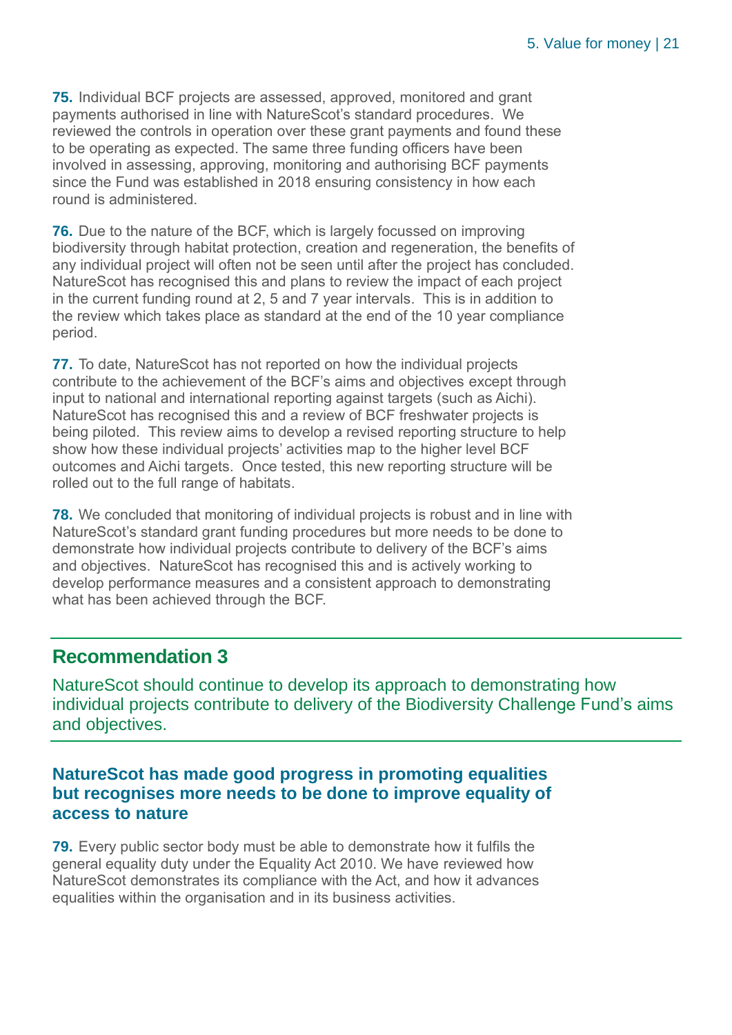**75.** Individual BCF projects are assessed, approved, monitored and grant payments authorised in line with NatureScot's standard procedures. We reviewed the controls in operation over these grant payments and found these to be operating as expected. The same three funding officers have been involved in assessing, approving, monitoring and authorising BCF payments since the Fund was established in 2018 ensuring consistency in how each round is administered.

**76.** Due to the nature of the BCF, which is largely focussed on improving biodiversity through habitat protection, creation and regeneration, the benefits of any individual project will often not be seen until after the project has concluded. NatureScot has recognised this and plans to review the impact of each project in the current funding round at 2, 5 and 7 year intervals. This is in addition to the review which takes place as standard at the end of the 10 year compliance period.

**77.** To date, NatureScot has not reported on how the individual projects contribute to the achievement of the BCF's aims and objectives except through input to national and international reporting against targets (such as Aichi). NatureScot has recognised this and a review of BCF freshwater projects is being piloted. This review aims to develop a revised reporting structure to help show how these individual projects' activities map to the higher level BCF outcomes and Aichi targets. Once tested, this new reporting structure will be rolled out to the full range of habitats.

**78.** We concluded that monitoring of individual projects is robust and in line with NatureScot's standard grant funding procedures but more needs to be done to demonstrate how individual projects contribute to delivery of the BCF's aims and objectives. NatureScot has recognised this and is actively working to develop performance measures and a consistent approach to demonstrating what has been achieved through the BCF.

## Recommendation 3

NatureScot should continue to develop its approach to demonstrating how individual projects contribute to delivery of the Biodiversity Challenge Fund's aims and objectives.

### NatureScot has made good progress in promoting equalities but recognises more needs to be done to improve equality of access to nature

**79.** Every public sector body must be able to demonstrate how it fulfils the general equality duty under the Equality Act 2010. We have reviewed how NatureScot demonstrates its compliance with the Act, and how it advances equalities within the organisation and in its business activities.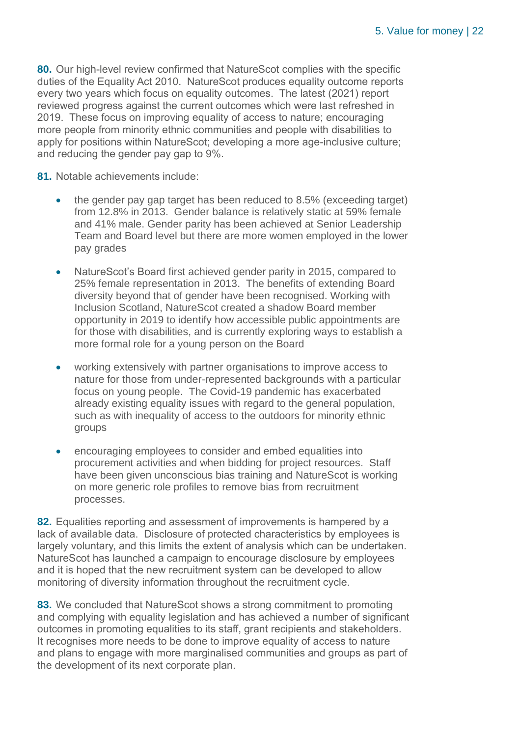**80.** Our high-level review confirmed that NatureScot complies with the specific duties of the Equality Act 2010. NatureScot produces equality outcome reports every two years which focus on equality outcomes. The latest (2021) report reviewed progress against the current outcomes which were last refreshed in 2019. These focus on improving equality of access to nature; encouraging more people from minority ethnic communities and people with disabilities to apply for positions within NatureScot; developing a more age-inclusive culture; and reducing the gender pay gap to 9%.

**81.** Notable achievements include:

- the gender pay gap target has been reduced to 8.5% (exceeding target) from 12.8% in 2013. Gender balance is relatively static at 59% female and 41% male. Gender parity has been achieved at Senior Leadership Team and Board level but there are more women employed in the lower pay grades
- NatureScot's Board first achieved gender parity in 2015, compared to 25% female representation in 2013. The benefits of extending Board diversity beyond that of gender have been recognised. Working with Inclusion Scotland, NatureScot created a shadow Board member opportunity in 2019 to identify how accessible public appointments are for those with disabilities, and is currently exploring ways to establish a more formal role for a young person on the Board
- working extensively with partner organisations to improve access to nature for those from under-represented backgrounds with a particular focus on young people. The Covid-19 pandemic has exacerbated already existing equality issues with regard to the general population, such as with inequality of access to the outdoors for minority ethnic groups
- encouraging employees to consider and embed equalities into procurement activities and when bidding for project resources. Staff have been given unconscious bias training and NatureScot is working on more generic role profiles to remove bias from recruitment processes.

**82.** Equalities reporting and assessment of improvements is hampered by a lack of available data. Disclosure of protected characteristics by employees is largely voluntary, and this limits the extent of analysis which can be undertaken. NatureScot has launched a campaign to encourage disclosure by employees and it is hoped that the new recruitment system can be developed to allow monitoring of diversity information throughout the recruitment cycle.

**83.** We concluded that NatureScot shows a strong commitment to promoting and complying with equality legislation and has achieved a number of significant outcomes in promoting equalities to its staff, grant recipients and stakeholders. It recognises more needs to be done to improve equality of access to nature and plans to engage with more marginalised communities and groups as part of the development of its next corporate plan.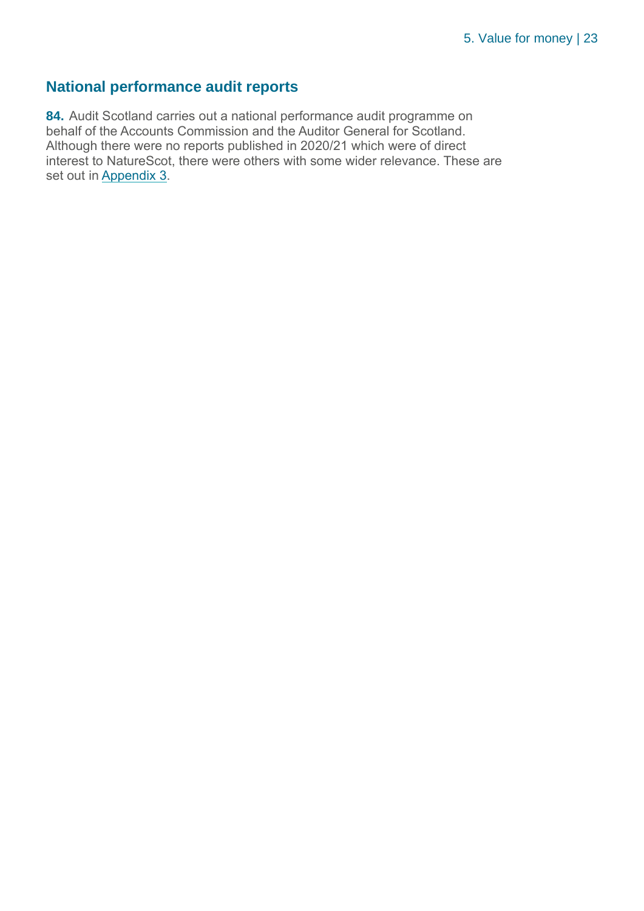## National performance audit reports

**84.** Audit Scotland carries out a national performance audit programme on behalf of the Accounts Commission and the Auditor General for Scotland. Although there were no reports published in 2020/21 which were of direct interest to NatureScot, there were others with some wider relevance. These are set out in Appendix 3.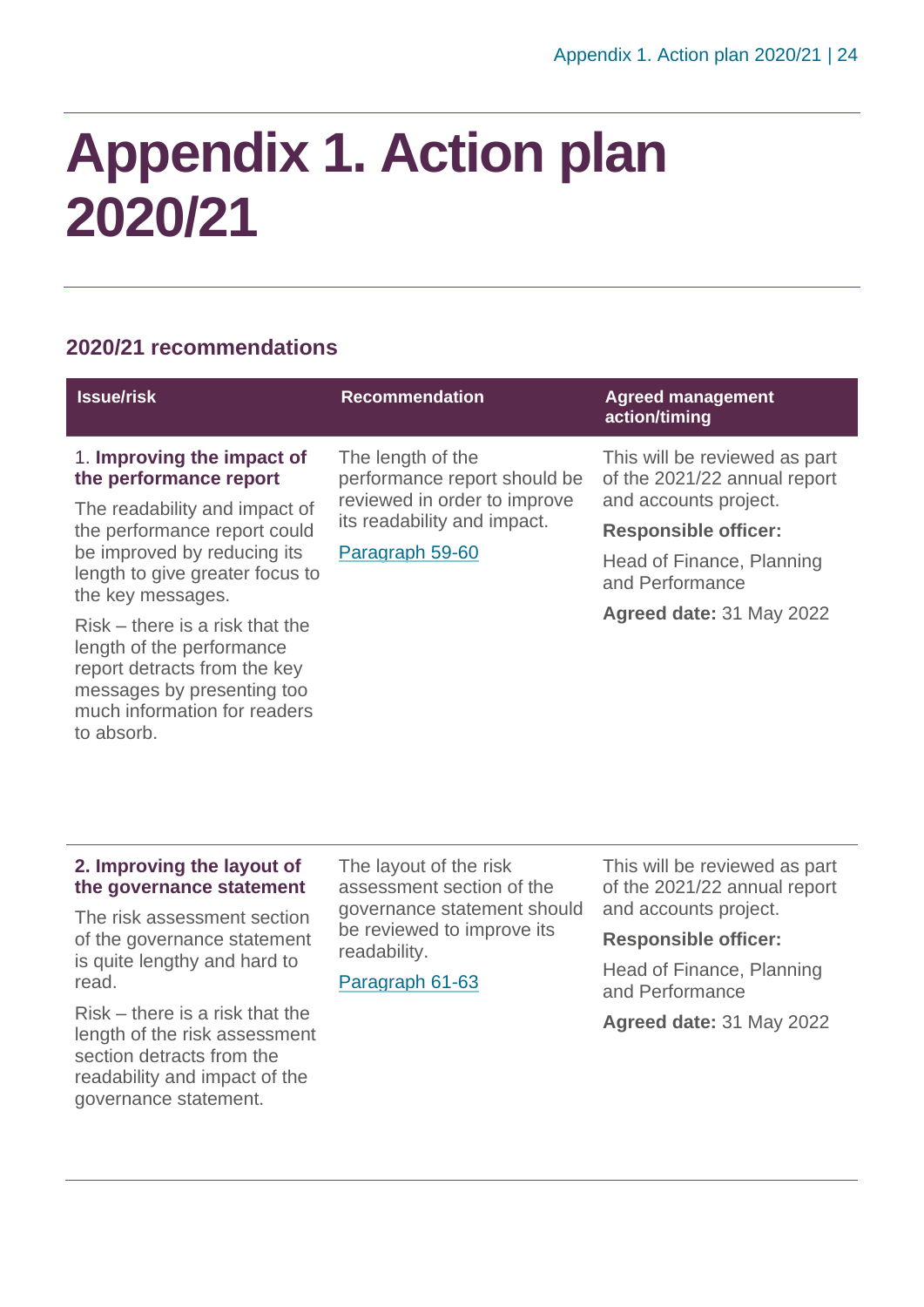# Appendix 1. Action plan 2020/21

## 2020/21 recommendations

| Issue/risk | Recommendation | Agreed management action/timing |
|---|---|---|
| 1. **Improving the impact of the performance report**<br><br>The readability and impact of the performance report could be improved by reducing its length to give greater focus to the key messages.<br><br>Risk – there is a risk that the length of the performance report detracts from the key messages by presenting too much information for readers to absorb. | The length of the performance report should be reviewed in order to improve its readability and impact.<br><br>Paragraph 59-60 | This will be reviewed as part of the 2021/22 annual report and accounts project.<br><br>**Responsible officer:**<br><br>Head of Finance, Planning and Performance<br><br>**Agreed date:** 31 May 2022 |
| **2. Improving the layout of the governance statement**<br><br>The risk assessment section of the governance statement is quite lengthy and hard to read.<br><br>Risk – there is a risk that the length of the risk assessment section detracts from the readability and impact of the governance statement. | The layout of the risk assessment section of the governance statement should be reviewed to improve its readability.<br><br>Paragraph 61-63 | This will be reviewed as part of the 2021/22 annual report and accounts project.<br><br>**Responsible officer:**<br><br>Head of Finance, Planning and Performance<br><br>**Agreed date:** 31 May 2022 |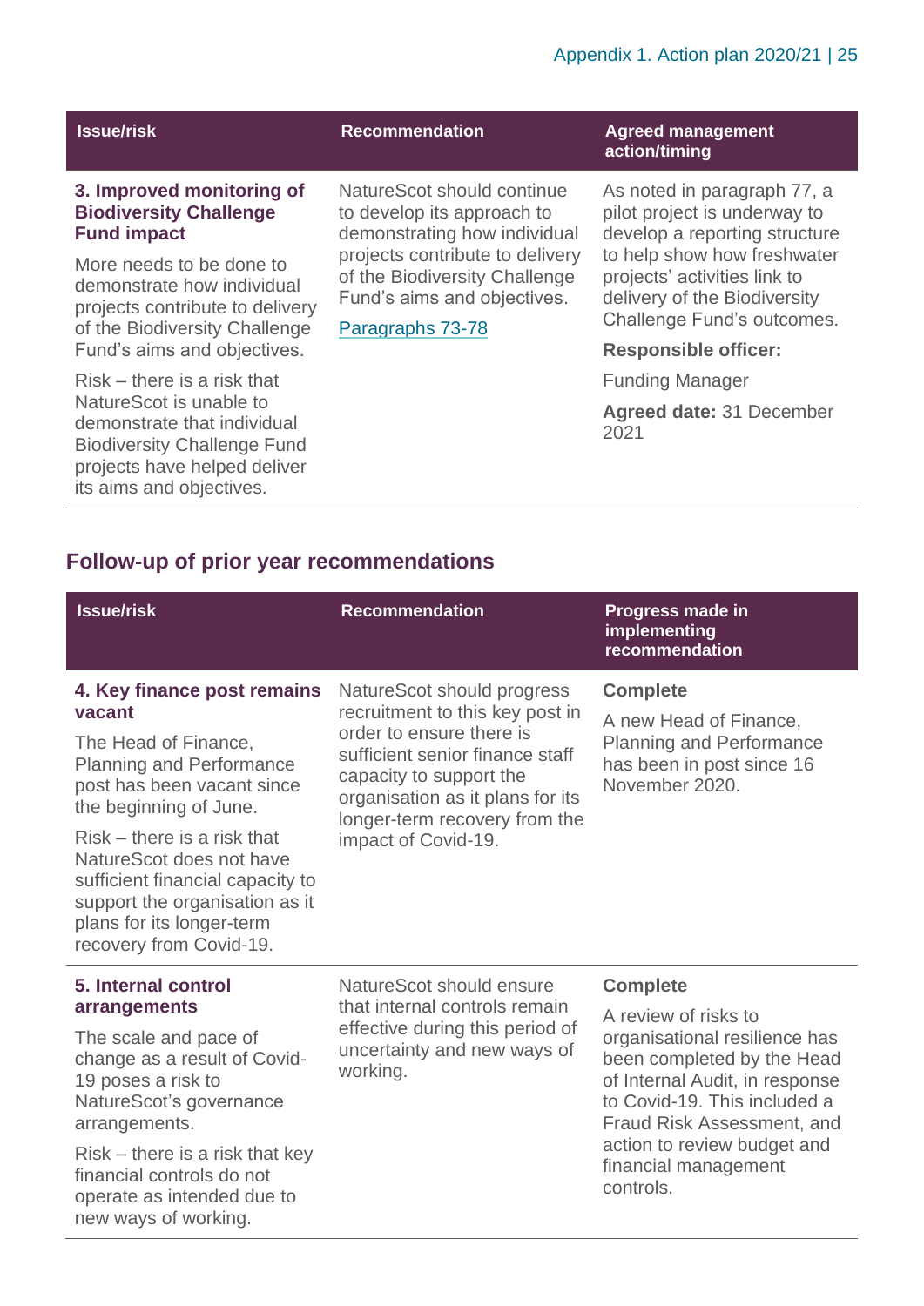| Issue/risk | Recommendation | Agreed management action/timing |
|---|---|---|
| **3. Improved monitoring of Biodiversity Challenge Fund impact**<br><br>More needs to be done to demonstrate how individual projects contribute to delivery of the Biodiversity Challenge Fund's aims and objectives.<br><br>Risk – there is a risk that NatureScot is unable to demonstrate that individual Biodiversity Challenge Fund projects have helped deliver its aims and objectives. | NatureScot should continue to develop its approach to demonstrating how individual projects contribute to delivery of the Biodiversity Challenge Fund's aims and objectives.<br><br>Paragraphs 73-78 | As noted in paragraph 77, a pilot project is underway to develop a reporting structure to help show how freshwater projects' activities link to delivery of the Biodiversity Challenge Fund's outcomes.<br><br>**Responsible officer:**<br><br>Funding Manager<br><br>**Agreed date:** 31 December 2021 |

## Follow-up of prior year recommendations

| Issue/risk | Recommendation | Progress made in implementing recommendation |
|---|---|---|
| **4. Key finance post remains vacant**<br><br>The Head of Finance, Planning and Performance post has been vacant since the beginning of June.<br><br>Risk – there is a risk that NatureScot does not have sufficient financial capacity to support the organisation as it plans for its longer-term recovery from Covid-19. | NatureScot should progress recruitment to this key post in order to ensure there is sufficient senior finance staff capacity to support the organisation as it plans for its longer-term recovery from the impact of Covid-19. | **Complete**<br><br>A new Head of Finance, Planning and Performance has been in post since 16 November 2020. |
| **5. Internal control arrangements**<br><br>The scale and pace of change as a result of Covid-19 poses a risk to NatureScot's governance arrangements.<br><br>Risk – there is a risk that key financial controls do not operate as intended due to new ways of working. | NatureScot should ensure that internal controls remain effective during this period of uncertainty and new ways of working. | **Complete**<br><br>A review of risks to organisational resilience has been completed by the Head of Internal Audit, in response to Covid-19. This included a Fraud Risk Assessment, and action to review budget and financial management controls. |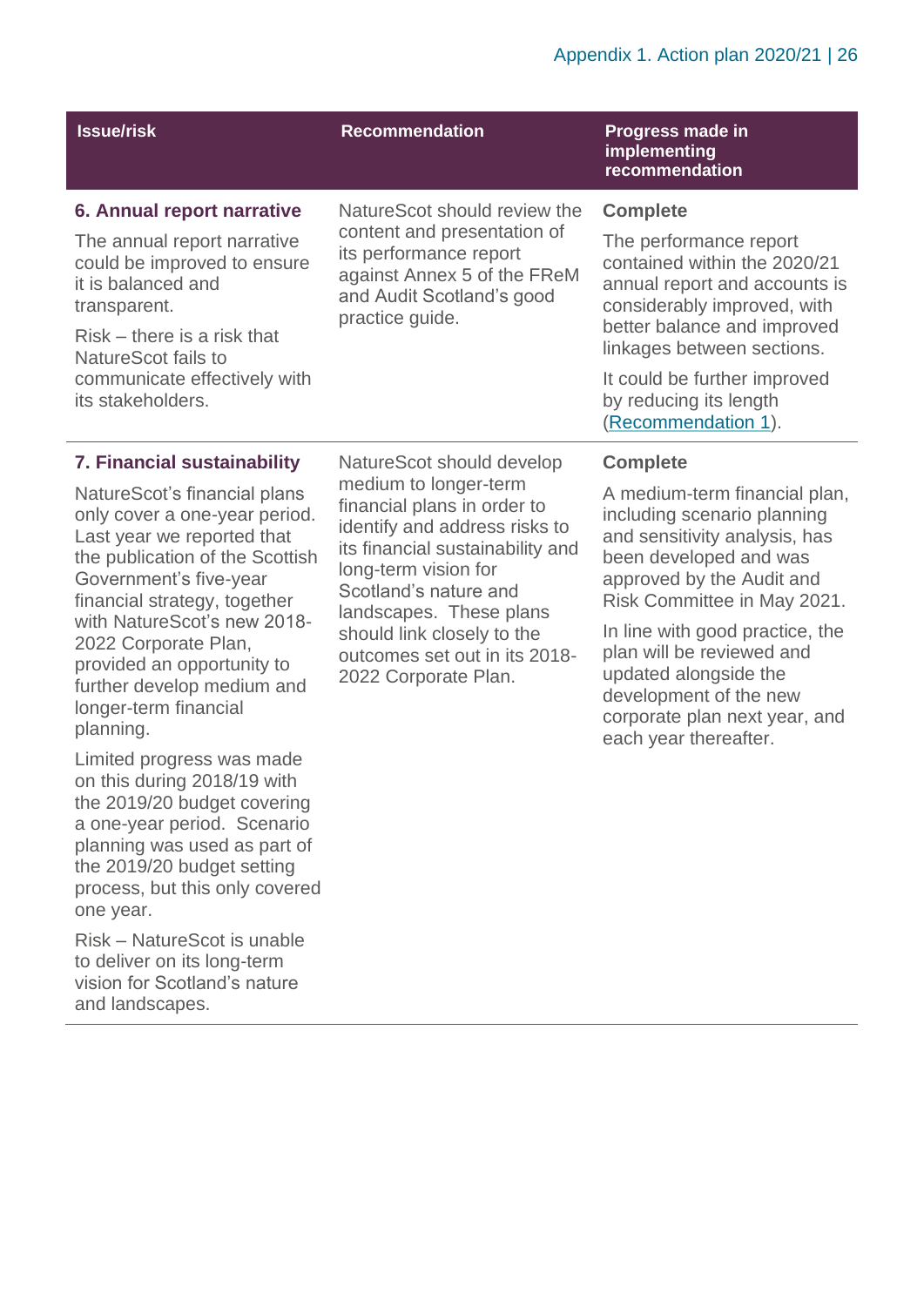| Issue/risk | Recommendation | Progress made in implementing recommendation |
|---|---|---|
| **6. Annual report narrative**<br><br>The annual report narrative could be improved to ensure it is balanced and transparent.<br><br>Risk – there is a risk that NatureScot fails to communicate effectively with its stakeholders. | NatureScot should review the content and presentation of its performance report against Annex 5 of the FReM and Audit Scotland's good practice guide. | **Complete**<br><br>The performance report contained within the 2020/21 annual report and accounts is considerably improved, with better balance and improved linkages between sections.<br><br>It could be further improved by reducing its length (Recommendation 1). |
| **7. Financial sustainability**<br><br>NatureScot's financial plans only cover a one-year period. Last year we reported that the publication of the Scottish Government's five-year financial strategy, together with NatureScot's new 2018-2022 Corporate Plan, provided an opportunity to further develop medium and longer-term financial planning.<br><br>Limited progress was made on this during 2018/19 with the 2019/20 budget covering a one-year period. Scenario planning was used as part of the 2019/20 budget setting process, but this only covered one year.<br><br>Risk – NatureScot is unable to deliver on its long-term vision for Scotland's nature and landscapes. | NatureScot should develop medium to longer-term financial plans in order to identify and address risks to its financial sustainability and long-term vision for Scotland's nature and landscapes. These plans should link closely to the outcomes set out in its 2018-2022 Corporate Plan. | **Complete**<br><br>A medium-term financial plan, including scenario planning and sensitivity analysis, has been developed and was approved by the Audit and Risk Committee in May 2021.<br><br>In line with good practice, the plan will be reviewed and updated alongside the development of the new corporate plan next year, and each year thereafter. |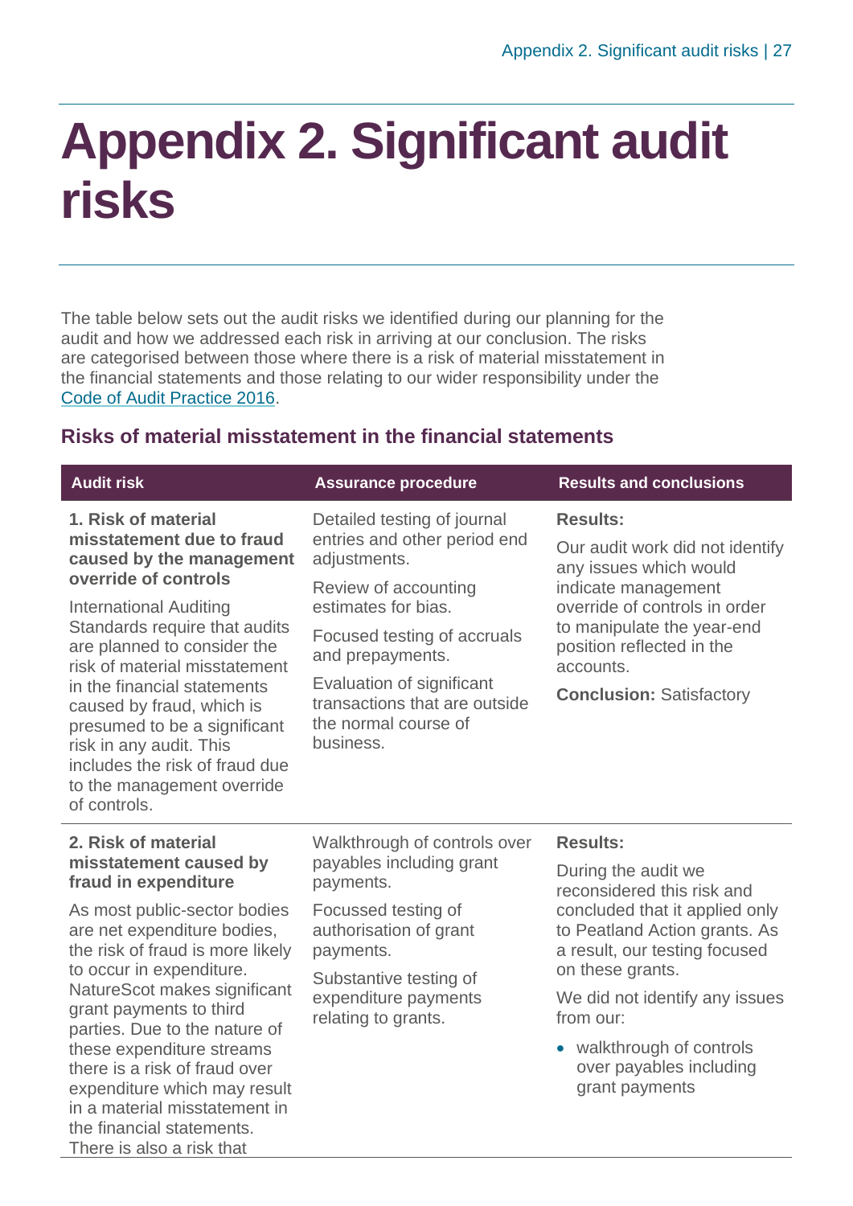# Appendix 2. Significant audit risks

The table below sets out the audit risks we identified during our planning for the audit and how we addressed each risk in arriving at our conclusion. The risks are categorised between those where there is a risk of material misstatement in the financial statements and those relating to our wider responsibility under the [Code of Audit Practice 2016](Code of Audit Practice 2016).

## Risks of material misstatement in the financial statements

| Audit risk | Assurance procedure | Results and conclusions |
| --- | --- | --- |
| **1. Risk of material misstatement due to fraud caused by the management override of controls**<br><br>International Auditing Standards require that audits are planned to consider the risk of material misstatement in the financial statements caused by fraud, which is presumed to be a significant risk in any audit. This includes the risk of fraud due to the management override of controls. | Detailed testing of journal entries and other period end adjustments.<br><br>Review of accounting estimates for bias.<br><br>Focused testing of accruals and prepayments.<br><br>Evaluation of significant transactions that are outside the normal course of business. | **Results:**<br><br>Our audit work did not identify any issues which would indicate management override of controls in order to manipulate the year-end position reflected in the accounts.<br><br>**Conclusion:** Satisfactory |
| **2. Risk of material misstatement caused by fraud in expenditure**<br><br>As most public-sector bodies are net expenditure bodies, the risk of fraud is more likely to occur in expenditure. NatureScot makes significant grant payments to third parties. Due to the nature of these expenditure streams there is a risk of fraud over expenditure which may result in a material misstatement in the financial statements. There is also a risk that | Walkthrough of controls over payables including grant payments.<br><br>Focussed testing of authorisation of grant payments.<br><br>Substantive testing of expenditure payments relating to grants. | **Results:**<br><br>During the audit we reconsidered this risk and concluded that it applied only to Peatland Action grants. As a result, our testing focused on these grants.<br><br>We did not identify any issues from our:<br><br>• walkthrough of controls over payables including grant payments |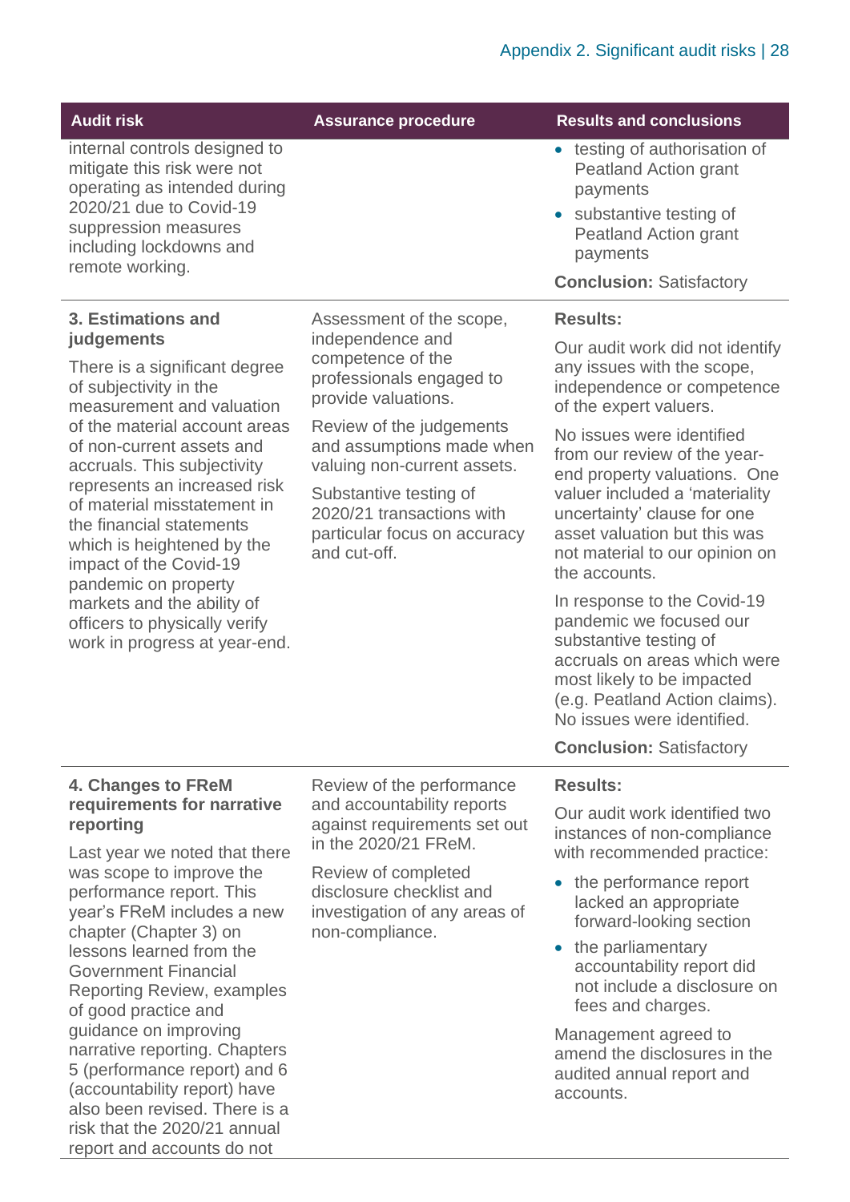| Audit risk | Assurance procedure | Results and conclusions |
|---|---|---|
| internal controls designed to mitigate this risk were not operating as intended during 2020/21 due to Covid-19 suppression measures including lockdowns and remote working. | | • testing of authorisation of Peatland Action grant payments<br>• substantive testing of Peatland Action grant payments<br>**Conclusion:** Satisfactory |
| **3. Estimations and judgements**<br>There is a significant degree of subjectivity in the measurement and valuation of the material account areas of non-current assets and accruals. This subjectivity represents an increased risk of material misstatement in the financial statements which is heightened by the impact of the Covid-19 pandemic on property markets and the ability of officers to physically verify work in progress at year-end. | Assessment of the scope, independence and competence of the professionals engaged to provide valuations.<br>Review of the judgements and assumptions made when valuing non-current assets.<br>Substantive testing of 2020/21 transactions with particular focus on accuracy and cut-off. | **Results:**<br>Our audit work did not identify any issues with the scope, independence or competence of the expert valuers.<br>No issues were identified from our review of the year-end property valuations. One valuer included a 'materiality uncertainty' clause for one asset valuation but this was not material to our opinion on the accounts.<br>In response to the Covid-19 pandemic we focused our substantive testing of accruals on areas which were most likely to be impacted (e.g. Peatland Action claims). No issues were identified.<br>**Conclusion:** Satisfactory |
| **4. Changes to FReM requirements for narrative reporting**<br>Last year we noted that there was scope to improve the performance report. This year's FReM includes a new chapter (Chapter 3) on lessons learned from the Government Financial Reporting Review, examples of good practice and guidance on improving narrative reporting. Chapters 5 (performance report) and 6 (accountability report) have also been revised. There is a risk that the 2020/21 annual report and accounts do not | Review of the performance and accountability reports against requirements set out in the 2020/21 FReM.<br>Review of completed disclosure checklist and investigation of any areas of non-compliance. | **Results:**<br>Our audit work identified two instances of non-compliance with recommended practice:<br>• the performance report lacked an appropriate forward-looking section<br>• the parliamentary accountability report did not include a disclosure on fees and charges.<br>Management agreed to amend the disclosures in the audited annual report and accounts. |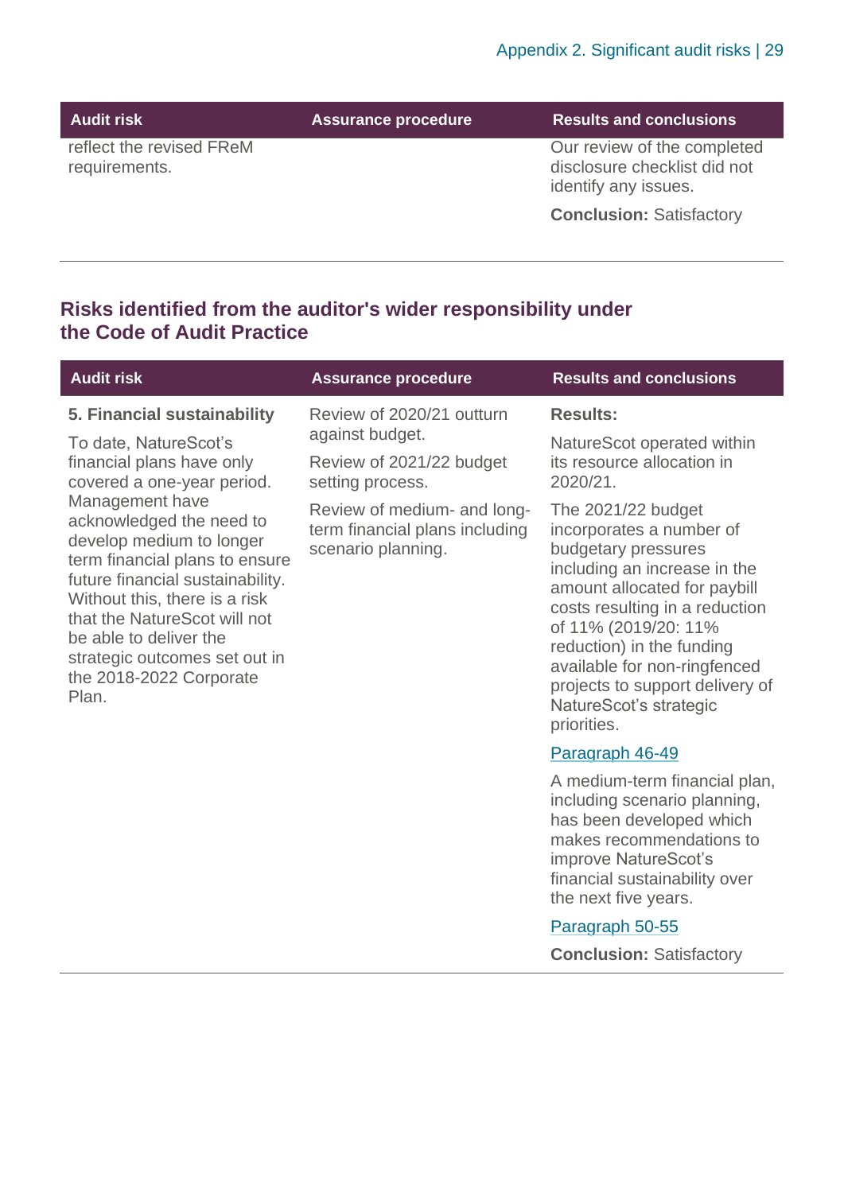| Audit risk | Assurance procedure | Results and conclusions |
|---|---|---|
| reflect the revised FReM requirements. | | Our review of the completed disclosure checklist did not identify any issues.<br><br>**Conclusion:** Satisfactory |

## Risks identified from the auditor's wider responsibility under the Code of Audit Practice

| Audit risk | Assurance procedure | Results and conclusions |
|---|---|---|
| **5. Financial sustainability**<br><br>To date, NatureScot's financial plans have only covered a one-year period. Management have acknowledged the need to develop medium to longer term financial plans to ensure future financial sustainability. Without this, there is a risk that the NatureScot will not be able to deliver the strategic outcomes set out in the 2018-2022 Corporate Plan. | Review of 2020/21 outturn against budget.<br><br>Review of 2021/22 budget setting process.<br><br>Review of medium- and long-term financial plans including scenario planning. | **Results:**<br><br>NatureScot operated within its resource allocation in 2020/21.<br><br>The 2021/22 budget incorporates a number of budgetary pressures including an increase in the amount allocated for paybill costs resulting in a reduction of 11% (2019/20: 11% reduction) in the funding available for non-ringfenced projects to support delivery of NatureScot's strategic priorities.<br><br>Paragraph 46-49<br><br>A medium-term financial plan, including scenario planning, has been developed which makes recommendations to improve NatureScot's financial sustainability over the next five years.<br><br>Paragraph 50-55<br><br>**Conclusion:** Satisfactory |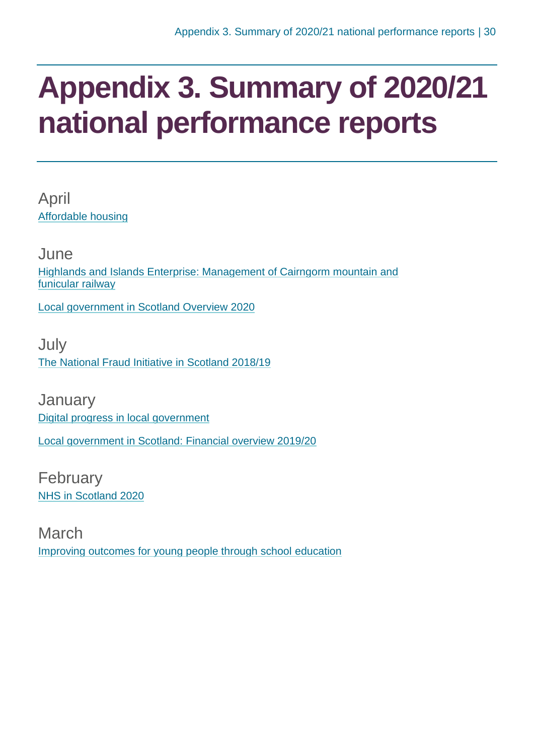# Appendix 3. Summary of 2020/21 national performance reports

April

Affordable housing

June

Highlands and Islands Enterprise: Management of Cairngorm mountain and funicular railway

Local government in Scotland Overview 2020

July

The National Fraud Initiative in Scotland 2018/19

January

Digital progress in local government

Local government in Scotland: Financial overview 2019/20

February

NHS in Scotland 2020

March

Improving outcomes for young people through school education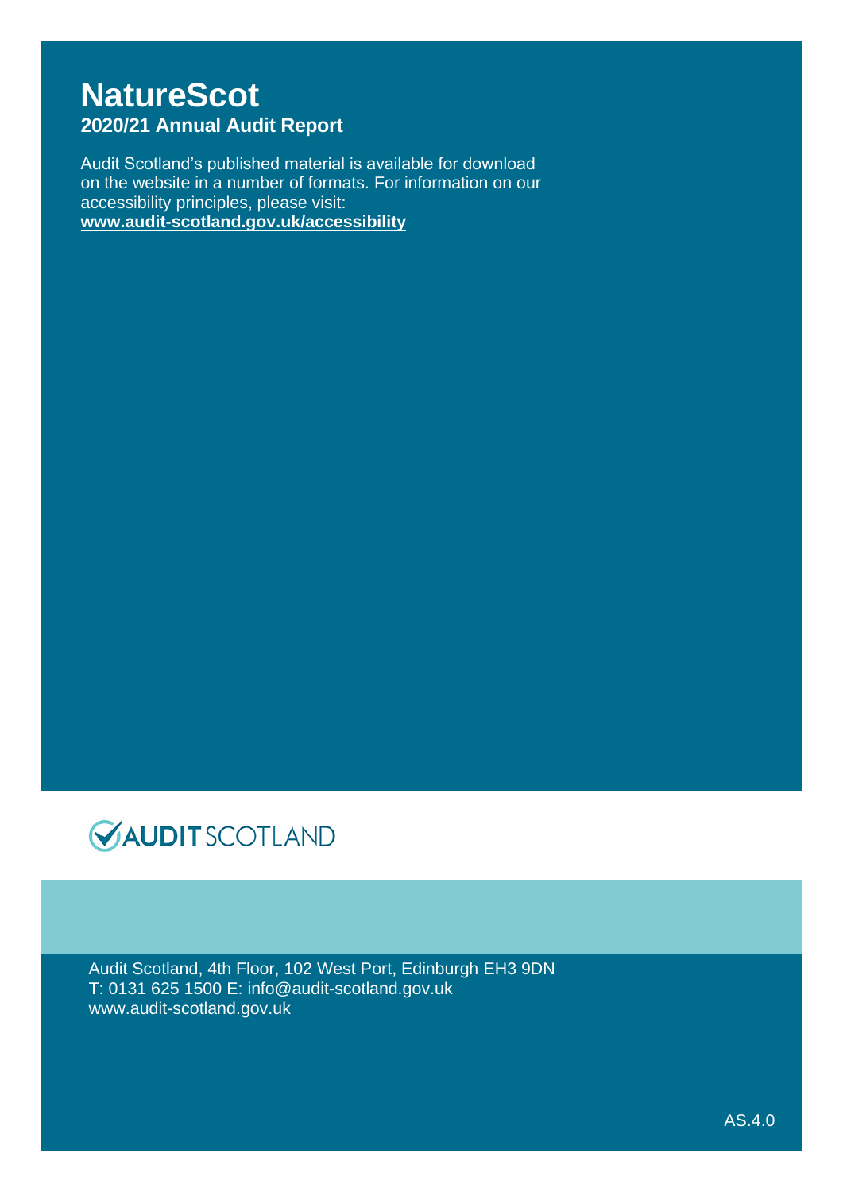# NatureScot

## 2020/21 Annual Audit Report

Audit Scotland's published material is available for download on the website in a number of formats. For information on our accessibility principles, please visit: **www.audit-scotland.gov.uk/accessibility**

AUDIT SCOTLAND

Audit Scotland, 4th Floor, 102 West Port, Edinburgh EH3 9DN
T: 0131 625 1500 E: info@audit-scotland.gov.uk
www.audit-scotland.gov.uk

AS.4.0